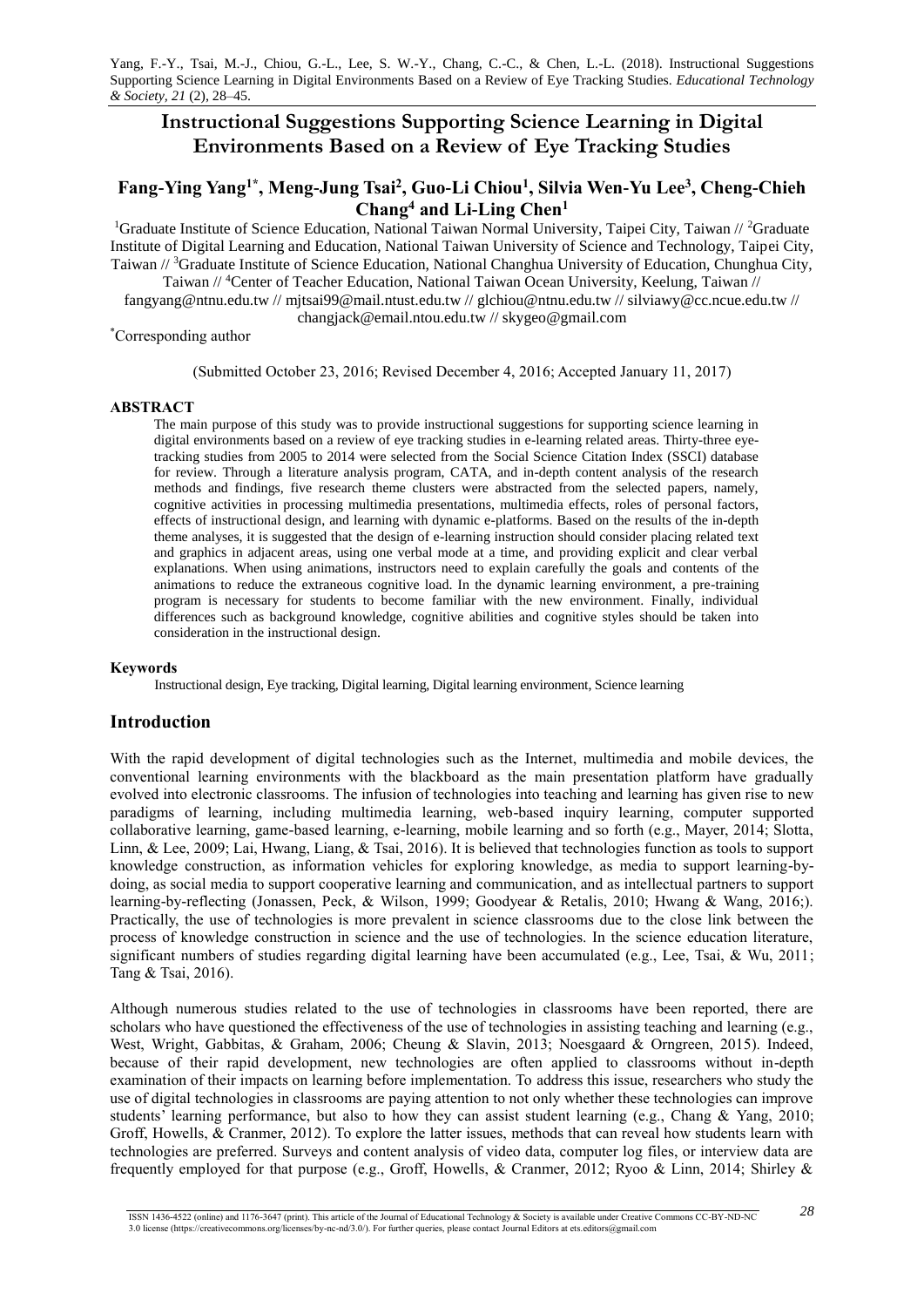Yang, F.-Y., Tsai, M.-J., Chiou, G.-L., Lee, S. W.-Y., Chang, C.-C., & Chen, L.-L. (2018). Instructional Suggestions Supporting Science Learning in Digital Environments Based on a Review of Eye Tracking Studies. *Educational Technology & Society, 21* (2), 28–45.

# Instructional Suggestions Supporting Science Learning in Digital Environments Based on a Review of Eye Tracking Studies

## Fang-Ying Yang[1*], Meng-Jung Tsai[2], Guo-Li Chiou[1], Silvia Wen-Yu Lee[3], Cheng-Chieh Chang[4] and Li-Ling Chen[1]

[1]Graduate Institute of Science Education, National Taiwan Normal University, Taipei City, Taiwan // [2]Graduate Institute of Digital Learning and Education, National Taiwan University of Science and Technology, Taipei City, Taiwan // [3]Graduate Institute of Science Education, National Changhua University of Education, Chunghua City, Taiwan // [4]Center of Teacher Education, National Taiwan Ocean University, Keelung, Taiwan // fangyang@ntnu.edu.tw // mjtsai99@mail.ntust.edu.tw // glchiou@ntnu.edu.tw // silviawy@cc.ncue.edu.tw // changjack@email.ntou.edu.tw // skygeo@gmail.com

[*]Corresponding author

(Submitted October 23, 2016; Revised December 4, 2016; Accepted January 11, 2017)

### ABSTRACT

The main purpose of this study was to provide instructional suggestions for supporting science learning in digital environments based on a review of eye tracking studies in e-learning related areas. Thirty-three eye-tracking studies from 2005 to 2014 were selected from the Social Science Citation Index (SSCI) database for review. Through a literature analysis program, CATA, and in-depth content analysis of the research methods and findings, five research theme clusters were abstracted from the selected papers, namely, cognitive activities in processing multimedia presentations, multimedia effects, roles of personal factors, effects of instructional design, and learning with dynamic e-platforms. Based on the results of the in-depth theme analyses, it is suggested that the design of e-learning instruction should consider placing related text and graphics in adjacent areas, using one verbal mode at a time, and providing explicit and clear verbal explanations. When using animations, instructors need to explain carefully the goals and contents of the animations to reduce the extraneous cognitive load. In the dynamic learning environment, a pre-training program is necessary for students to become familiar with the new environment. Finally, individual differences such as background knowledge, cognitive abilities and cognitive styles should be taken into consideration in the instructional design.

### Keywords

Instructional design, Eye tracking, Digital learning, Digital learning environment, Science learning

## Introduction

With the rapid development of digital technologies such as the Internet, multimedia and mobile devices, the conventional learning environments with the blackboard as the main presentation platform have gradually evolved into electronic classrooms. The infusion of technologies into teaching and learning has given rise to new paradigms of learning, including multimedia learning, web-based inquiry learning, computer supported collaborative learning, game-based learning, e-learning, mobile learning and so forth (e.g., Mayer, 2014; Slotta, Linn, & Lee, 2009; Lai, Hwang, Liang, & Tsai, 2016). It is believed that technologies function as tools to support knowledge construction, as information vehicles for exploring knowledge, as media to support learning-by-doing, as social media to support cooperative learning and communication, and as intellectual partners to support learning-by-reflecting (Jonassen, Peck, & Wilson, 1999; Goodyear & Retalis, 2010; Hwang & Wang, 2016;). Practically, the use of technologies is more prevalent in science classrooms due to the close link between the process of knowledge construction in science and the use of technologies. In the science education literature, significant numbers of studies regarding digital learning have been accumulated (e.g., Lee, Tsai, & Wu, 2011; Tang & Tsai, 2016).

Although numerous studies related to the use of technologies in classrooms have been reported, there are scholars who have questioned the effectiveness of the use of technologies in assisting teaching and learning (e.g., West, Wright, Gabbitas, & Graham, 2006; Cheung & Slavin, 2013; Noesgaard & Orngreen, 2015). Indeed, because of their rapid development, new technologies are often applied to classrooms without in-depth examination of their impacts on learning before implementation. To address this issue, researchers who study the use of digital technologies in classrooms are paying attention to not only whether these technologies can improve students' learning performance, but also to how they can assist student learning (e.g., Chang & Yang, 2010; Groff, Howells, & Cranmer, 2012). To explore the latter issues, methods that can reveal how students learn with technologies are preferred. Surveys and content analysis of video data, computer log files, or interview data are frequently employed for that purpose (e.g., Groff, Howells, & Cranmer, 2012; Ryoo & Linn, 2014; Shirley &

ISSN 1436-4522 (online) and 1176-3647 (print). This article of the Journal of Educational Technology & Society is available under Creative Commons CC-BY-ND-NC 3.0 license (https://creativecommons.org/licenses/by-nc-nd/3.0/). For further queries, please contact Journal Editors at ets.editors@gmail.com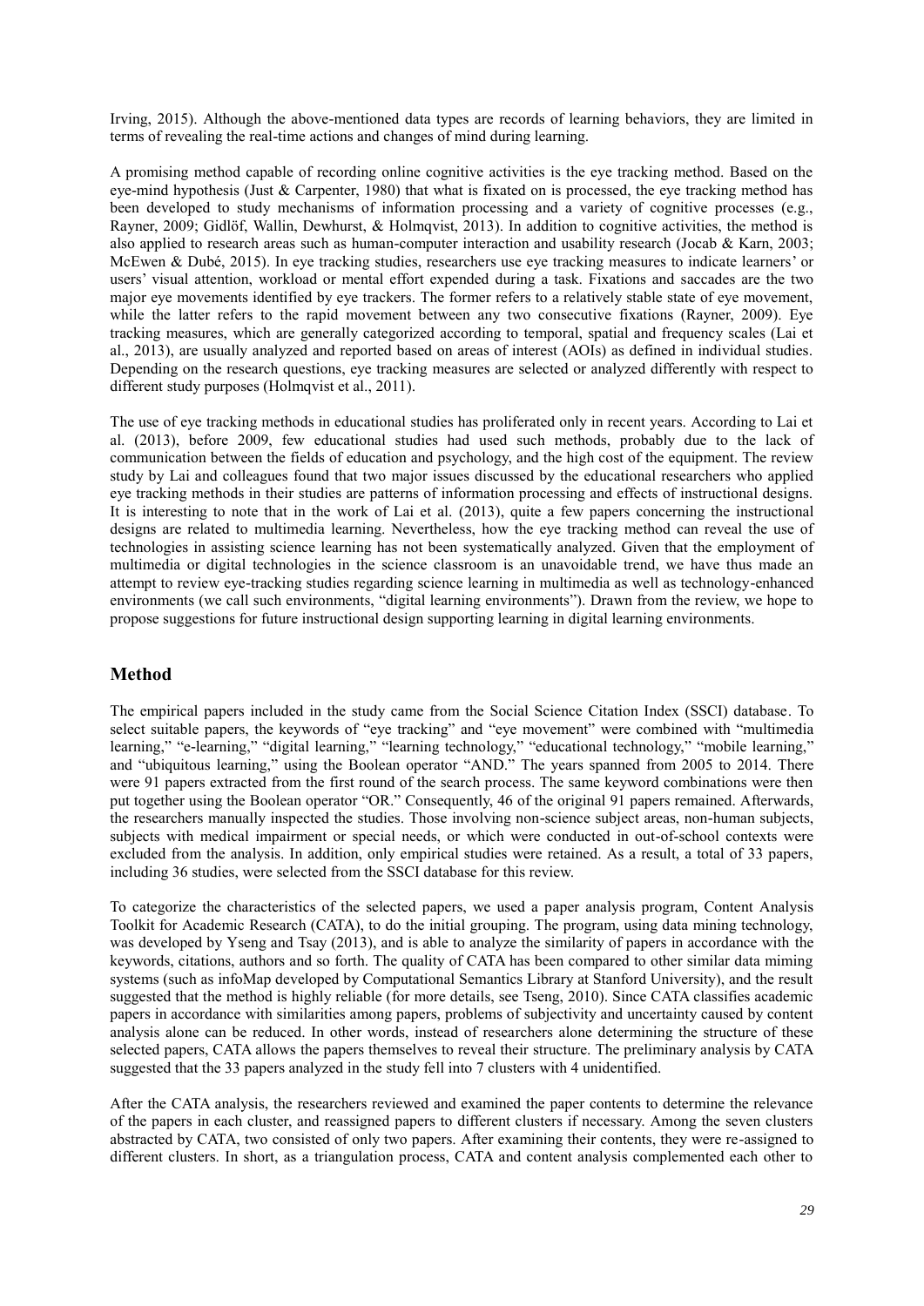Irving, 2015). Although the above-mentioned data types are records of learning behaviors, they are limited in terms of revealing the real-time actions and changes of mind during learning.

A promising method capable of recording online cognitive activities is the eye tracking method. Based on the eye-mind hypothesis (Just & Carpenter, 1980) that what is fixated on is processed, the eye tracking method has been developed to study mechanisms of information processing and a variety of cognitive processes (e.g., Rayner, 2009; Gidlöf, Wallin, Dewhurst, & Holmqvist, 2013). In addition to cognitive activities, the method is also applied to research areas such as human-computer interaction and usability research (Jocab & Karn, 2003; McEwen & Dubé, 2015). In eye tracking studies, researchers use eye tracking measures to indicate learners' or users' visual attention, workload or mental effort expended during a task. Fixations and saccades are the two major eye movements identified by eye trackers. The former refers to a relatively stable state of eye movement, while the latter refers to the rapid movement between any two consecutive fixations (Rayner, 2009). Eye tracking measures, which are generally categorized according to temporal, spatial and frequency scales (Lai et al., 2013), are usually analyzed and reported based on areas of interest (AOIs) as defined in individual studies. Depending on the research questions, eye tracking measures are selected or analyzed differently with respect to different study purposes (Holmqvist et al., 2011).

The use of eye tracking methods in educational studies has proliferated only in recent years. According to Lai et al. (2013), before 2009, few educational studies had used such methods, probably due to the lack of communication between the fields of education and psychology, and the high cost of the equipment. The review study by Lai and colleagues found that two major issues discussed by the educational researchers who applied eye tracking methods in their studies are patterns of information processing and effects of instructional designs. It is interesting to note that in the work of Lai et al. (2013), quite a few papers concerning the instructional designs are related to multimedia learning. Nevertheless, how the eye tracking method can reveal the use of technologies in assisting science learning has not been systematically analyzed. Given that the employment of multimedia or digital technologies in the science classroom is an unavoidable trend, we have thus made an attempt to review eye-tracking studies regarding science learning in multimedia as well as technology-enhanced environments (we call such environments, "digital learning environments"). Drawn from the review, we hope to propose suggestions for future instructional design supporting learning in digital learning environments.

## Method

The empirical papers included in the study came from the Social Science Citation Index (SSCI) database. To select suitable papers, the keywords of "eye tracking" and "eye movement" were combined with "multimedia learning," "e-learning," "digital learning," "learning technology," "educational technology," "mobile learning," and "ubiquitous learning," using the Boolean operator "AND." The years spanned from 2005 to 2014. There were 91 papers extracted from the first round of the search process. The same keyword combinations were then put together using the Boolean operator "OR." Consequently, 46 of the original 91 papers remained. Afterwards, the researchers manually inspected the studies. Those involving non-science subject areas, non-human subjects, subjects with medical impairment or special needs, or which were conducted in out-of-school contexts were excluded from the analysis. In addition, only empirical studies were retained. As a result, a total of 33 papers, including 36 studies, were selected from the SSCI database for this review.

To categorize the characteristics of the selected papers, we used a paper analysis program, Content Analysis Toolkit for Academic Research (CATA), to do the initial grouping. The program, using data mining technology, was developed by Yseng and Tsay (2013), and is able to analyze the similarity of papers in accordance with the keywords, citations, authors and so forth. The quality of CATA has been compared to other similar data miming systems (such as infoMap developed by Computational Semantics Library at Stanford University), and the result suggested that the method is highly reliable (for more details, see Tseng, 2010). Since CATA classifies academic papers in accordance with similarities among papers, problems of subjectivity and uncertainty caused by content analysis alone can be reduced. In other words, instead of researchers alone determining the structure of these selected papers, CATA allows the papers themselves to reveal their structure. The preliminary analysis by CATA suggested that the 33 papers analyzed in the study fell into 7 clusters with 4 unidentified.

After the CATA analysis, the researchers reviewed and examined the paper contents to determine the relevance of the papers in each cluster, and reassigned papers to different clusters if necessary. Among the seven clusters abstracted by CATA, two consisted of only two papers. After examining their contents, they were re-assigned to different clusters. In short, as a triangulation process, CATA and content analysis complemented each other to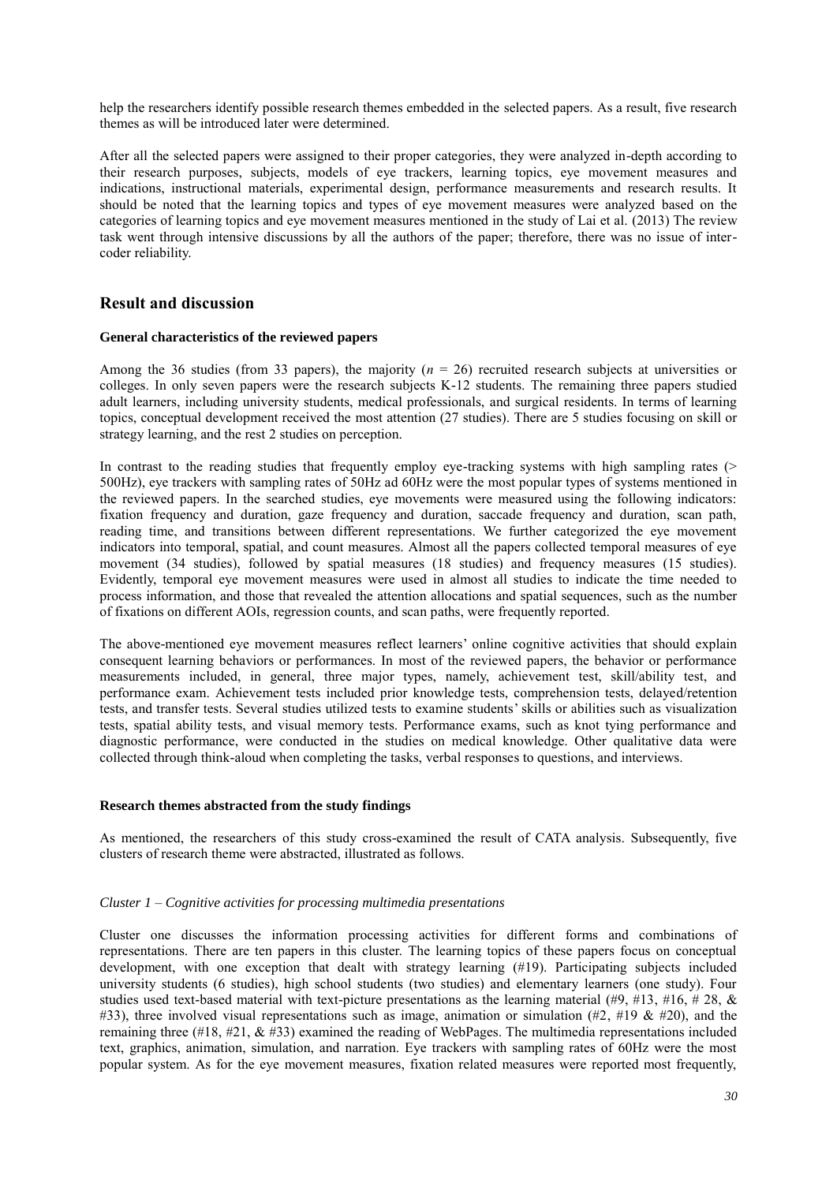help the researchers identify possible research themes embedded in the selected papers. As a result, five research themes as will be introduced later were determined.

After all the selected papers were assigned to their proper categories, they were analyzed in-depth according to their research purposes, subjects, models of eye trackers, learning topics, eye movement measures and indications, instructional materials, experimental design, performance measurements and research results. It should be noted that the learning topics and types of eye movement measures were analyzed based on the categories of learning topics and eye movement measures mentioned in the study of Lai et al. (2013) The review task went through intensive discussions by all the authors of the paper; therefore, there was no issue of inter-coder reliability.

## Result and discussion

### General characteristics of the reviewed papers

Among the 36 studies (from 33 papers), the majority ($n$ = 26) recruited research subjects at universities or colleges. In only seven papers were the research subjects K-12 students. The remaining three papers studied adult learners, including university students, medical professionals, and surgical residents. In terms of learning topics, conceptual development received the most attention (27 studies). There are 5 studies focusing on skill or strategy learning, and the rest 2 studies on perception.

In contrast to the reading studies that frequently employ eye-tracking systems with high sampling rates (> 500Hz), eye trackers with sampling rates of 50Hz ad 60Hz were the most popular types of systems mentioned in the reviewed papers. In the searched studies, eye movements were measured using the following indicators: fixation frequency and duration, gaze frequency and duration, saccade frequency and duration, scan path, reading time, and transitions between different representations. We further categorized the eye movement indicators into temporal, spatial, and count measures. Almost all the papers collected temporal measures of eye movement (34 studies), followed by spatial measures (18 studies) and frequency measures (15 studies). Evidently, temporal eye movement measures were used in almost all studies to indicate the time needed to process information, and those that revealed the attention allocations and spatial sequences, such as the number of fixations on different AOIs, regression counts, and scan paths, were frequently reported.

The above-mentioned eye movement measures reflect learners' online cognitive activities that should explain consequent learning behaviors or performances. In most of the reviewed papers, the behavior or performance measurements included, in general, three major types, namely, achievement test, skill/ability test, and performance exam. Achievement tests included prior knowledge tests, comprehension tests, delayed/retention tests, and transfer tests. Several studies utilized tests to examine students' skills or abilities such as visualization tests, spatial ability tests, and visual memory tests. Performance exams, such as knot tying performance and diagnostic performance, were conducted in the studies on medical knowledge. Other qualitative data were collected through think-aloud when completing the tasks, verbal responses to questions, and interviews.

### Research themes abstracted from the study findings

As mentioned, the researchers of this study cross-examined the result of CATA analysis. Subsequently, five clusters of research theme were abstracted, illustrated as follows.

#### *Cluster 1 – Cognitive activities for processing multimedia presentations*

Cluster one discusses the information processing activities for different forms and combinations of representations. There are ten papers in this cluster. The learning topics of these papers focus on conceptual development, with one exception that dealt with strategy learning (#19). Participating subjects included university students (6 studies), high school students (two studies) and elementary learners (one study). Four studies used text-based material with text-picture presentations as the learning material (#9, #13, #16, # 28, & #33), three involved visual representations such as image, animation or simulation (#2, #19 & #20), and the remaining three (#18, #21, & #33) examined the reading of WebPages. The multimedia representations included text, graphics, animation, simulation, and narration. Eye trackers with sampling rates of 60Hz were the most popular system. As for the eye movement measures, fixation related measures were reported most frequently,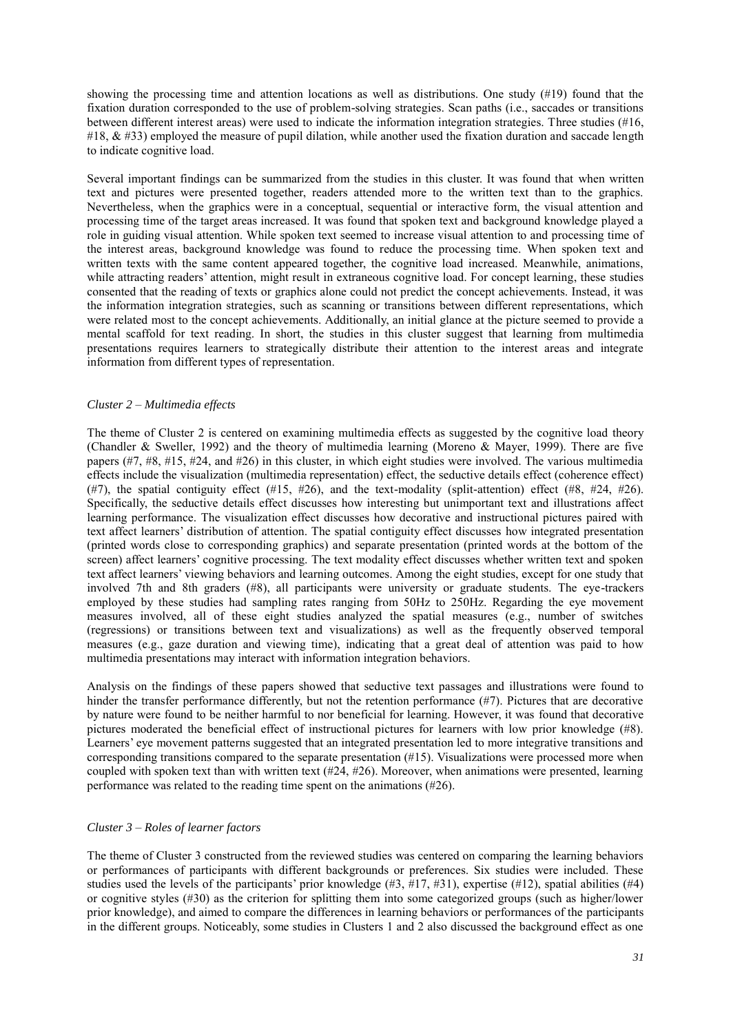showing the processing time and attention locations as well as distributions. One study (#19) found that the fixation duration corresponded to the use of problem-solving strategies. Scan paths (i.e., saccades or transitions between different interest areas) were used to indicate the information integration strategies. Three studies (#16, #18, & #33) employed the measure of pupil dilation, while another used the fixation duration and saccade length to indicate cognitive load.

Several important findings can be summarized from the studies in this cluster. It was found that when written text and pictures were presented together, readers attended more to the written text than to the graphics. Nevertheless, when the graphics were in a conceptual, sequential or interactive form, the visual attention and processing time of the target areas increased. It was found that spoken text and background knowledge played a role in guiding visual attention. While spoken text seemed to increase visual attention to and processing time of the interest areas, background knowledge was found to reduce the processing time. When spoken text and written texts with the same content appeared together, the cognitive load increased. Meanwhile, animations, while attracting readers' attention, might result in extraneous cognitive load. For concept learning, these studies consented that the reading of texts or graphics alone could not predict the concept achievements. Instead, it was the information integration strategies, such as scanning or transitions between different representations, which were related most to the concept achievements. Additionally, an initial glance at the picture seemed to provide a mental scaffold for text reading. In short, the studies in this cluster suggest that learning from multimedia presentations requires learners to strategically distribute their attention to the interest areas and integrate information from different types of representation.

*Cluster 2 – Multimedia effects*

The theme of Cluster 2 is centered on examining multimedia effects as suggested by the cognitive load theory (Chandler & Sweller, 1992) and the theory of multimedia learning (Moreno & Mayer, 1999). There are five papers (#7, #8, #15, #24, and #26) in this cluster, in which eight studies were involved. The various multimedia effects include the visualization (multimedia representation) effect, the seductive details effect (coherence effect) (#7), the spatial contiguity effect (#15, #26), and the text-modality (split-attention) effect (#8, #24, #26). Specifically, the seductive details effect discusses how interesting but unimportant text and illustrations affect learning performance. The visualization effect discusses how decorative and instructional pictures paired with text affect learners' distribution of attention. The spatial contiguity effect discusses how integrated presentation (printed words close to corresponding graphics) and separate presentation (printed words at the bottom of the screen) affect learners' cognitive processing. The text modality effect discusses whether written text and spoken text affect learners' viewing behaviors and learning outcomes. Among the eight studies, except for one study that involved 7th and 8th graders (#8), all participants were university or graduate students. The eye-trackers employed by these studies had sampling rates ranging from 50Hz to 250Hz. Regarding the eye movement measures involved, all of these eight studies analyzed the spatial measures (e.g., number of switches (regressions) or transitions between text and visualizations) as well as the frequently observed temporal measures (e.g., gaze duration and viewing time), indicating that a great deal of attention was paid to how multimedia presentations may interact with information integration behaviors.

Analysis on the findings of these papers showed that seductive text passages and illustrations were found to hinder the transfer performance differently, but not the retention performance (#7). Pictures that are decorative by nature were found to be neither harmful to nor beneficial for learning. However, it was found that decorative pictures moderated the beneficial effect of instructional pictures for learners with low prior knowledge (#8). Learners' eye movement patterns suggested that an integrated presentation led to more integrative transitions and corresponding transitions compared to the separate presentation (#15). Visualizations were processed more when coupled with spoken text than with written text (#24, #26). Moreover, when animations were presented, learning performance was related to the reading time spent on the animations (#26).

*Cluster 3 – Roles of learner factors*

The theme of Cluster 3 constructed from the reviewed studies was centered on comparing the learning behaviors or performances of participants with different backgrounds or preferences. Six studies were included. These studies used the levels of the participants' prior knowledge (#3, #17, #31), expertise (#12), spatial abilities (#4) or cognitive styles (#30) as the criterion for splitting them into some categorized groups (such as higher/lower prior knowledge), and aimed to compare the differences in learning behaviors or performances of the participants in the different groups. Noticeably, some studies in Clusters 1 and 2 also discussed the background effect as one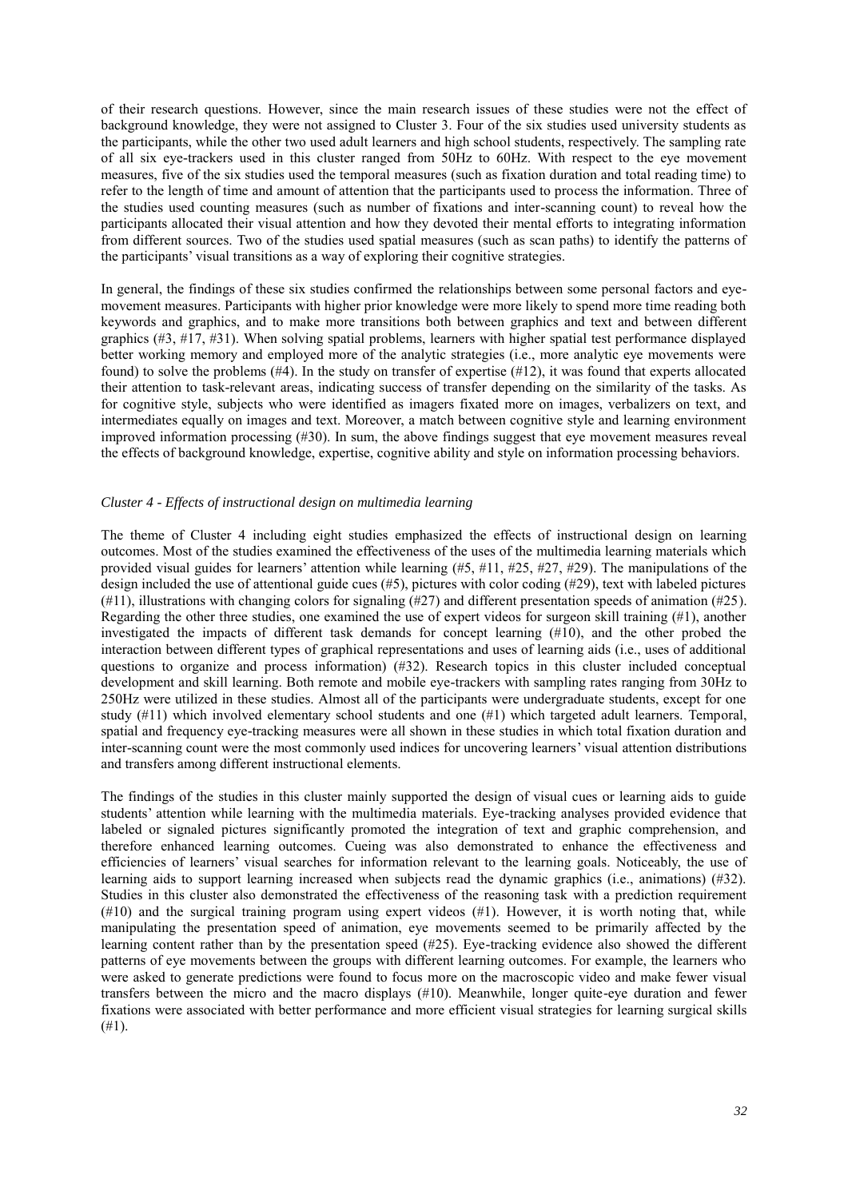of their research questions. However, since the main research issues of these studies were not the effect of background knowledge, they were not assigned to Cluster 3. Four of the six studies used university students as the participants, while the other two used adult learners and high school students, respectively. The sampling rate of all six eye-trackers used in this cluster ranged from 50Hz to 60Hz. With respect to the eye movement measures, five of the six studies used the temporal measures (such as fixation duration and total reading time) to refer to the length of time and amount of attention that the participants used to process the information. Three of the studies used counting measures (such as number of fixations and inter-scanning count) to reveal how the participants allocated their visual attention and how they devoted their mental efforts to integrating information from different sources. Two of the studies used spatial measures (such as scan paths) to identify the patterns of the participants' visual transitions as a way of exploring their cognitive strategies.

In general, the findings of these six studies confirmed the relationships between some personal factors and eye-movement measures. Participants with higher prior knowledge were more likely to spend more time reading both keywords and graphics, and to make more transitions both between graphics and text and between different graphics (#3, #17, #31). When solving spatial problems, learners with higher spatial test performance displayed better working memory and employed more of the analytic strategies (i.e., more analytic eye movements were found) to solve the problems (#4). In the study on transfer of expertise (#12), it was found that experts allocated their attention to task-relevant areas, indicating success of transfer depending on the similarity of the tasks. As for cognitive style, subjects who were identified as imagers fixated more on images, verbalizers on text, and intermediates equally on images and text. Moreover, a match between cognitive style and learning environment improved information processing (#30). In sum, the above findings suggest that eye movement measures reveal the effects of background knowledge, expertise, cognitive ability and style on information processing behaviors.

*Cluster 4 - Effects of instructional design on multimedia learning*

The theme of Cluster 4 including eight studies emphasized the effects of instructional design on learning outcomes. Most of the studies examined the effectiveness of the uses of the multimedia learning materials which provided visual guides for learners' attention while learning (#5, #11, #25, #27, #29). The manipulations of the design included the use of attentional guide cues (#5), pictures with color coding (#29), text with labeled pictures (#11), illustrations with changing colors for signaling (#27) and different presentation speeds of animation (#25). Regarding the other three studies, one examined the use of expert videos for surgeon skill training (#1), another investigated the impacts of different task demands for concept learning (#10), and the other probed the interaction between different types of graphical representations and uses of learning aids (i.e., uses of additional questions to organize and process information) (#32). Research topics in this cluster included conceptual development and skill learning. Both remote and mobile eye-trackers with sampling rates ranging from 30Hz to 250Hz were utilized in these studies. Almost all of the participants were undergraduate students, except for one study (#11) which involved elementary school students and one (#1) which targeted adult learners. Temporal, spatial and frequency eye-tracking measures were all shown in these studies in which total fixation duration and inter-scanning count were the most commonly used indices for uncovering learners' visual attention distributions and transfers among different instructional elements.

The findings of the studies in this cluster mainly supported the design of visual cues or learning aids to guide students' attention while learning with the multimedia materials. Eye-tracking analyses provided evidence that labeled or signaled pictures significantly promoted the integration of text and graphic comprehension, and therefore enhanced learning outcomes. Cueing was also demonstrated to enhance the effectiveness and efficiencies of learners' visual searches for information relevant to the learning goals. Noticeably, the use of learning aids to support learning increased when subjects read the dynamic graphics (i.e., animations) (#32). Studies in this cluster also demonstrated the effectiveness of the reasoning task with a prediction requirement (#10) and the surgical training program using expert videos (#1). However, it is worth noting that, while manipulating the presentation speed of animation, eye movements seemed to be primarily affected by the learning content rather than by the presentation speed (#25). Eye-tracking evidence also showed the different patterns of eye movements between the groups with different learning outcomes. For example, the learners who were asked to generate predictions were found to focus more on the macroscopic video and make fewer visual transfers between the micro and the macro displays (#10). Meanwhile, longer quite-eye duration and fewer fixations were associated with better performance and more efficient visual strategies for learning surgical skills (#1).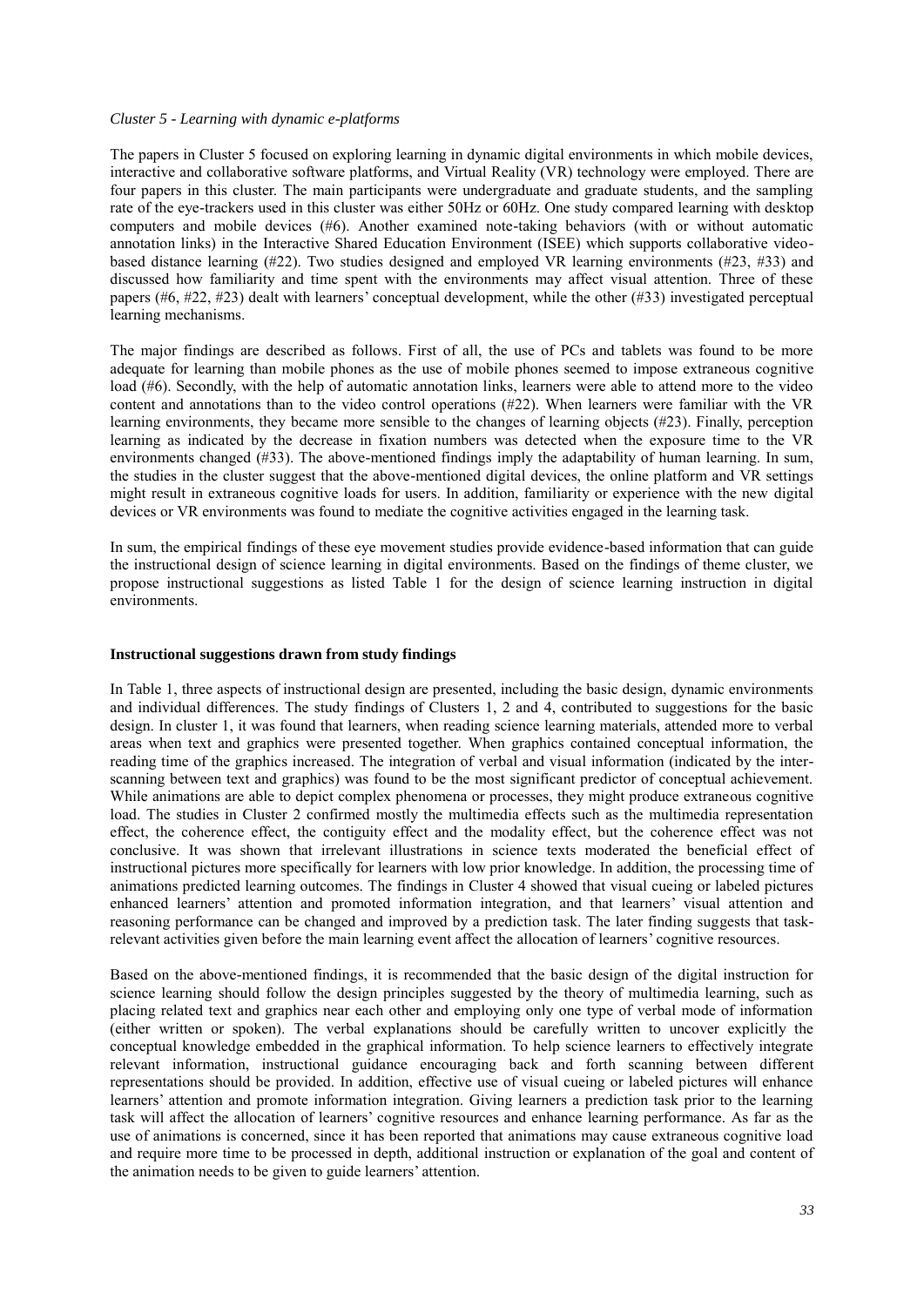*Cluster 5 - Learning with dynamic e-platforms*

The papers in Cluster 5 focused on exploring learning in dynamic digital environments in which mobile devices, interactive and collaborative software platforms, and Virtual Reality (VR) technology were employed. There are four papers in this cluster. The main participants were undergraduate and graduate students, and the sampling rate of the eye-trackers used in this cluster was either 50Hz or 60Hz. One study compared learning with desktop computers and mobile devices (#6). Another examined note-taking behaviors (with or without automatic annotation links) in the Interactive Shared Education Environment (ISEE) which supports collaborative video-based distance learning (#22). Two studies designed and employed VR learning environments (#23, #33) and discussed how familiarity and time spent with the environments may affect visual attention. Three of these papers (#6, #22, #23) dealt with learners' conceptual development, while the other (#33) investigated perceptual learning mechanisms.

The major findings are described as follows. First of all, the use of PCs and tablets was found to be more adequate for learning than mobile phones as the use of mobile phones seemed to impose extraneous cognitive load (#6). Secondly, with the help of automatic annotation links, learners were able to attend more to the video content and annotations than to the video control operations (#22). When learners were familiar with the VR learning environments, they became more sensible to the changes of learning objects (#23). Finally, perception learning as indicated by the decrease in fixation numbers was detected when the exposure time to the VR environments changed (#33). The above-mentioned findings imply the adaptability of human learning. In sum, the studies in the cluster suggest that the above-mentioned digital devices, the online platform and VR settings might result in extraneous cognitive loads for users. In addition, familiarity or experience with the new digital devices or VR environments was found to mediate the cognitive activities engaged in the learning task.

In sum, the empirical findings of these eye movement studies provide evidence-based information that can guide the instructional design of science learning in digital environments. Based on the findings of theme cluster, we propose instructional suggestions as listed Table 1 for the design of science learning instruction in digital environments.

**Instructional suggestions drawn from study findings**

In Table 1, three aspects of instructional design are presented, including the basic design, dynamic environments and individual differences. The study findings of Clusters 1, 2 and 4, contributed to suggestions for the basic design. In cluster 1, it was found that learners, when reading science learning materials, attended more to verbal areas when text and graphics were presented together. When graphics contained conceptual information, the reading time of the graphics increased. The integration of verbal and visual information (indicated by the inter-scanning between text and graphics) was found to be the most significant predictor of conceptual achievement. While animations are able to depict complex phenomena or processes, they might produce extraneous cognitive load. The studies in Cluster 2 confirmed mostly the multimedia effects such as the multimedia representation effect, the coherence effect, the contiguity effect and the modality effect, but the coherence effect was not conclusive. It was shown that irrelevant illustrations in science texts moderated the beneficial effect of instructional pictures more specifically for learners with low prior knowledge. In addition, the processing time of animations predicted learning outcomes. The findings in Cluster 4 showed that visual cueing or labeled pictures enhanced learners' attention and promoted information integration, and that learners' visual attention and reasoning performance can be changed and improved by a prediction task. The later finding suggests that task-relevant activities given before the main learning event affect the allocation of learners' cognitive resources.

Based on the above-mentioned findings, it is recommended that the basic design of the digital instruction for science learning should follow the design principles suggested by the theory of multimedia learning, such as placing related text and graphics near each other and employing only one type of verbal mode of information (either written or spoken). The verbal explanations should be carefully written to uncover explicitly the conceptual knowledge embedded in the graphical information. To help science learners to effectively integrate relevant information, instructional guidance encouraging back and forth scanning between different representations should be provided. In addition, effective use of visual cueing or labeled pictures will enhance learners' attention and promote information integration. Giving learners a prediction task prior to the learning task will affect the allocation of learners' cognitive resources and enhance learning performance. As far as the use of animations is concerned, since it has been reported that animations may cause extraneous cognitive load and require more time to be processed in depth, additional instruction or explanation of the goal and content of the animation needs to be given to guide learners' attention.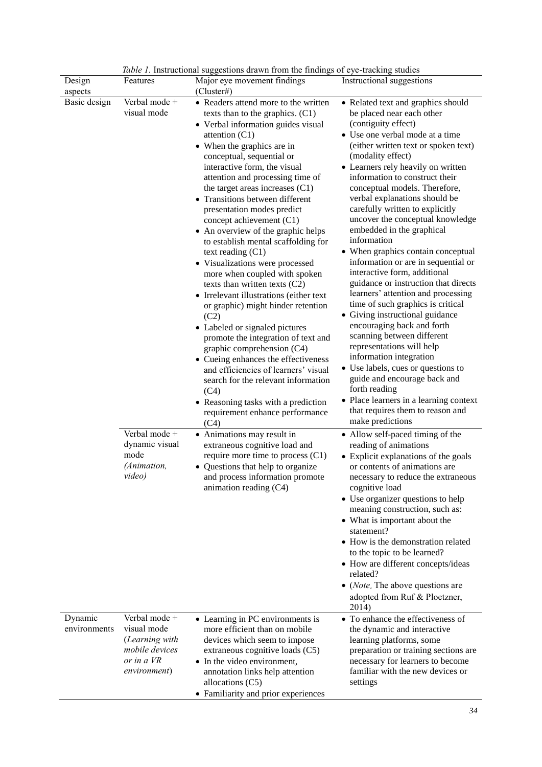*Table 1.* Instructional suggestions drawn from the findings of eye-tracking studies

| Design aspects | Features | Major eye movement findings (Cluster#) | Instructional suggestions |
|---|---|---|---|
| Basic design | Verbal mode + visual mode | • Readers attend more to the written texts than to the graphics. (C1)<br>• Verbal information guides visual attention (C1)<br>• When the graphics are in conceptual, sequential or interactive form, the visual attention and processing time of the target areas increases (C1)<br>• Transitions between different presentation modes predict concept achievement (C1)<br>• An overview of the graphic helps to establish mental scaffolding for text reading (C1)<br>• Visualizations were processed more when coupled with spoken texts than written texts (C2)<br>• Irrelevant illustrations (either text or graphic) might hinder retention (C2)<br>• Labeled or signaled pictures promote the integration of text and graphic comprehension (C4)<br>• Cueing enhances the effectiveness and efficiencies of learners' visual search for the relevant information (C4)<br>• Reasoning tasks with a prediction requirement enhance performance (C4) | • Related text and graphics should be placed near each other (contiguity effect)<br>• Use one verbal mode at a time (either written text or spoken text) (modality effect)<br>• Learners rely heavily on written information to construct their conceptual models. Therefore, verbal explanations should be carefully written to explicitly uncover the conceptual knowledge embedded in the graphical information<br>• When graphics contain conceptual information or are in sequential or interactive form, additional guidance or instruction that directs learners' attention and processing time of such graphics is critical<br>• Giving instructional guidance encouraging back and forth scanning between different representations will help information integration<br>• Use labels, cues or questions to guide and encourage back and forth reading<br>• Place learners in a learning context that requires them to reason and make predictions |
| | Verbal mode + dynamic visual mode *(Animation, video)* | • Animations may result in extraneous cognitive load and require more time to process (C1)<br>• Questions that help to organize and process information promote animation reading (C4) | • Allow self-paced timing of the reading of animations<br>• Explicit explanations of the goals or contents of animations are necessary to reduce the extraneous cognitive load<br>• Use organizer questions to help meaning construction, such as:<br>• What is important about the statement?<br>• How is the demonstration related to the topic to be learned?<br>• How are different concepts/ideas related?<br>• (*Note*. The above questions are adopted from Ruf & Ploetzner, 2014) |
| Dynamic environments | Verbal mode + visual mode (*Learning with mobile devices or in a VR environment*) | • Learning in PC environments is more efficient than on mobile devices which seem to impose extraneous cognitive loads (C5)<br>• In the video environment, annotation links help attention allocations (C5)<br>• Familiarity and prior experiences | • To enhance the effectiveness of the dynamic and interactive learning platforms, some preparation or training sections are necessary for learners to become familiar with the new devices or settings |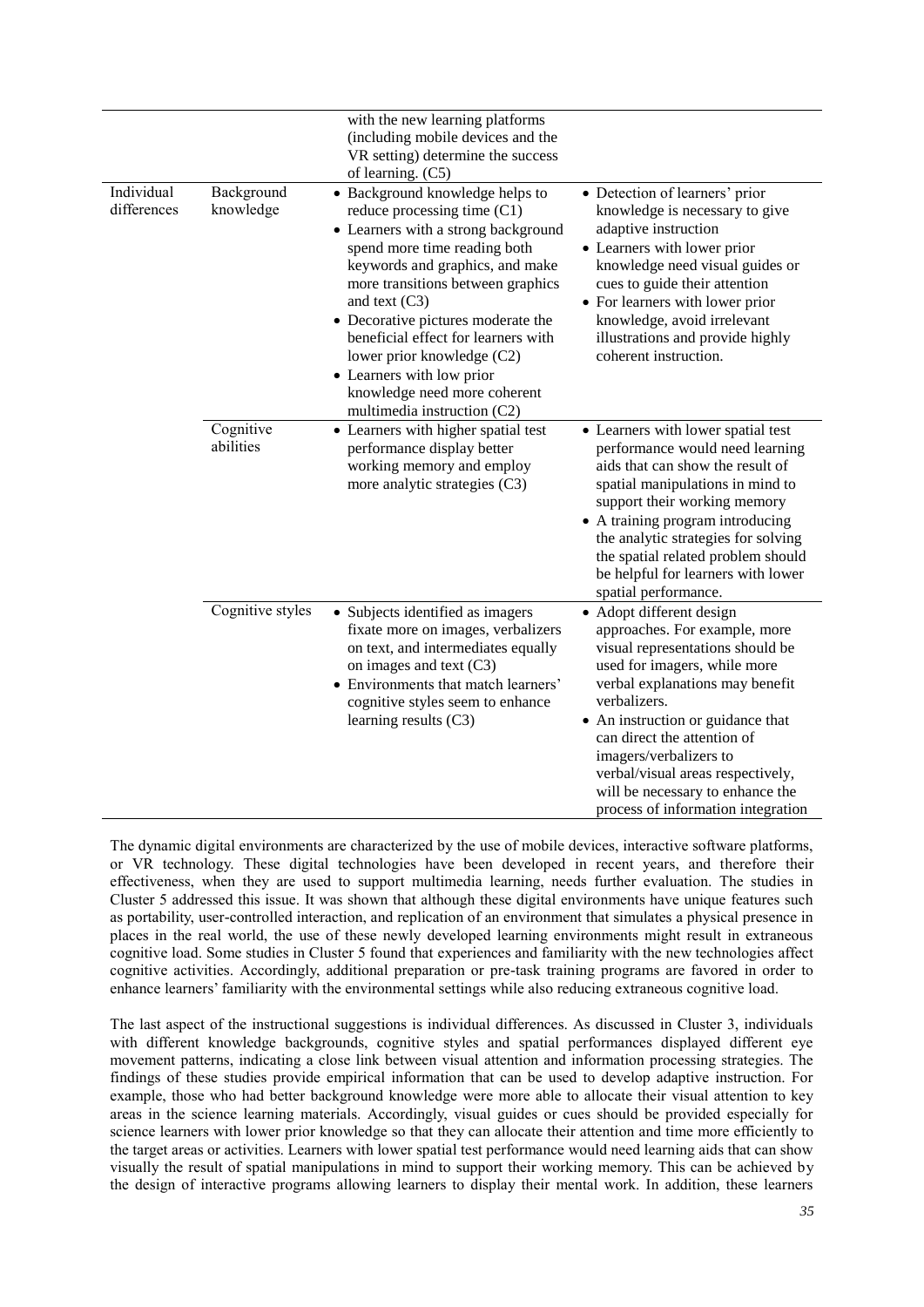| | | | |
|---|---|---|---|
| | | with the new learning platforms (including mobile devices and the VR setting) determine the success of learning. (C5) | |
| Individual differences | Background knowledge | • Background knowledge helps to reduce processing time (C1)<br>• Learners with a strong background spend more time reading both keywords and graphics, and make more transitions between graphics and text (C3)<br>• Decorative pictures moderate the beneficial effect for learners with lower prior knowledge (C2)<br>• Learners with low prior knowledge need more coherent multimedia instruction (C2) | • Detection of learners' prior knowledge is necessary to give adaptive instruction<br>• Learners with lower prior knowledge need visual guides or cues to guide their attention<br>• For learners with lower prior knowledge, avoid irrelevant illustrations and provide highly coherent instruction. |
| | Cognitive abilities | • Learners with higher spatial test performance display better working memory and employ more analytic strategies (C3) | • Learners with lower spatial test performance would need learning aids that can show the result of spatial manipulations in mind to support their working memory<br>• A training program introducing the analytic strategies for solving the spatial related problem should be helpful for learners with lower spatial performance. |
| | Cognitive styles | • Subjects identified as imagers fixate more on images, verbalizers on text, and intermediates equally on images and text (C3)<br>• Environments that match learners' cognitive styles seem to enhance learning results (C3) | • Adopt different design approaches. For example, more visual representations should be used for imagers, while more verbal explanations may benefit verbalizers.<br>• An instruction or guidance that can direct the attention of imagers/verbalizers to verbal/visual areas respectively, will be necessary to enhance the process of information integration |

The dynamic digital environments are characterized by the use of mobile devices, interactive software platforms, or VR technology. These digital technologies have been developed in recent years, and therefore their effectiveness, when they are used to support multimedia learning, needs further evaluation. The studies in Cluster 5 addressed this issue. It was shown that although these digital environments have unique features such as portability, user-controlled interaction, and replication of an environment that simulates a physical presence in places in the real world, the use of these newly developed learning environments might result in extraneous cognitive load. Some studies in Cluster 5 found that experiences and familiarity with the new technologies affect cognitive activities. Accordingly, additional preparation or pre-task training programs are favored in order to enhance learners' familiarity with the environmental settings while also reducing extraneous cognitive load.

The last aspect of the instructional suggestions is individual differences. As discussed in Cluster 3, individuals with different knowledge backgrounds, cognitive styles and spatial performances displayed different eye movement patterns, indicating a close link between visual attention and information processing strategies. The findings of these studies provide empirical information that can be used to develop adaptive instruction. For example, those who had better background knowledge were more able to allocate their visual attention to key areas in the science learning materials. Accordingly, visual guides or cues should be provided especially for science learners with lower prior knowledge so that they can allocate their attention and time more efficiently to the target areas or activities. Learners with lower spatial test performance would need learning aids that can show visually the result of spatial manipulations in mind to support their working memory. This can be achieved by the design of interactive programs allowing learners to display their mental work. In addition, these learners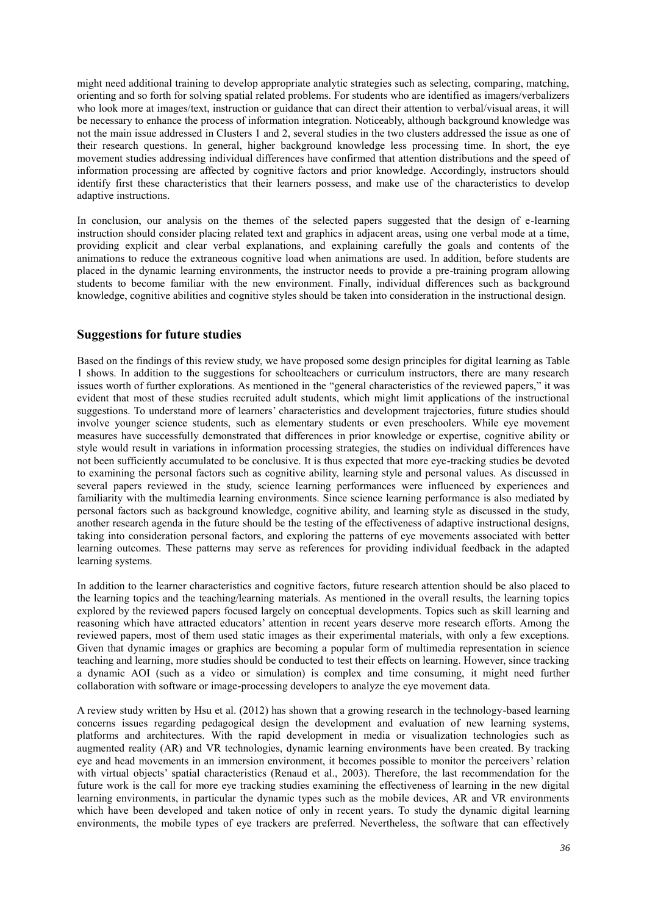might need additional training to develop appropriate analytic strategies such as selecting, comparing, matching, orienting and so forth for solving spatial related problems. For students who are identified as imagers/verbalizers who look more at images/text, instruction or guidance that can direct their attention to verbal/visual areas, it will be necessary to enhance the process of information integration. Noticeably, although background knowledge was not the main issue addressed in Clusters 1 and 2, several studies in the two clusters addressed the issue as one of their research questions. In general, higher background knowledge less processing time. In short, the eye movement studies addressing individual differences have confirmed that attention distributions and the speed of information processing are affected by cognitive factors and prior knowledge. Accordingly, instructors should identify first these characteristics that their learners possess, and make use of the characteristics to develop adaptive instructions.

In conclusion, our analysis on the themes of the selected papers suggested that the design of e-learning instruction should consider placing related text and graphics in adjacent areas, using one verbal mode at a time, providing explicit and clear verbal explanations, and explaining carefully the goals and contents of the animations to reduce the extraneous cognitive load when animations are used. In addition, before students are placed in the dynamic learning environments, the instructor needs to provide a pre-training program allowing students to become familiar with the new environment. Finally, individual differences such as background knowledge, cognitive abilities and cognitive styles should be taken into consideration in the instructional design.

## Suggestions for future studies

Based on the findings of this review study, we have proposed some design principles for digital learning as Table 1 shows. In addition to the suggestions for schoolteachers or curriculum instructors, there are many research issues worth of further explorations. As mentioned in the "general characteristics of the reviewed papers," it was evident that most of these studies recruited adult students, which might limit applications of the instructional suggestions. To understand more of learners' characteristics and development trajectories, future studies should involve younger science students, such as elementary students or even preschoolers. While eye movement measures have successfully demonstrated that differences in prior knowledge or expertise, cognitive ability or style would result in variations in information processing strategies, the studies on individual differences have not been sufficiently accumulated to be conclusive. It is thus expected that more eye-tracking studies be devoted to examining the personal factors such as cognitive ability, learning style and personal values. As discussed in several papers reviewed in the study, science learning performances were influenced by experiences and familiarity with the multimedia learning environments. Since science learning performance is also mediated by personal factors such as background knowledge, cognitive ability, and learning style as discussed in the study, another research agenda in the future should be the testing of the effectiveness of adaptive instructional designs, taking into consideration personal factors, and exploring the patterns of eye movements associated with better learning outcomes. These patterns may serve as references for providing individual feedback in the adapted learning systems.

In addition to the learner characteristics and cognitive factors, future research attention should be also placed to the learning topics and the teaching/learning materials. As mentioned in the overall results, the learning topics explored by the reviewed papers focused largely on conceptual developments. Topics such as skill learning and reasoning which have attracted educators' attention in recent years deserve more research efforts. Among the reviewed papers, most of them used static images as their experimental materials, with only a few exceptions. Given that dynamic images or graphics are becoming a popular form of multimedia representation in science teaching and learning, more studies should be conducted to test their effects on learning. However, since tracking a dynamic AOI (such as a video or simulation) is complex and time consuming, it might need further collaboration with software or image-processing developers to analyze the eye movement data.

A review study written by Hsu et al. (2012) has shown that a growing research in the technology-based learning concerns issues regarding pedagogical design the development and evaluation of new learning systems, platforms and architectures. With the rapid development in media or visualization technologies such as augmented reality (AR) and VR technologies, dynamic learning environments have been created. By tracking eye and head movements in an immersion environment, it becomes possible to monitor the perceivers' relation with virtual objects' spatial characteristics (Renaud et al., 2003). Therefore, the last recommendation for the future work is the call for more eye tracking studies examining the effectiveness of learning in the new digital learning environments, in particular the dynamic types such as the mobile devices, AR and VR environments which have been developed and taken notice of only in recent years. To study the dynamic digital learning environments, the mobile types of eye trackers are preferred. Nevertheless, the software that can effectively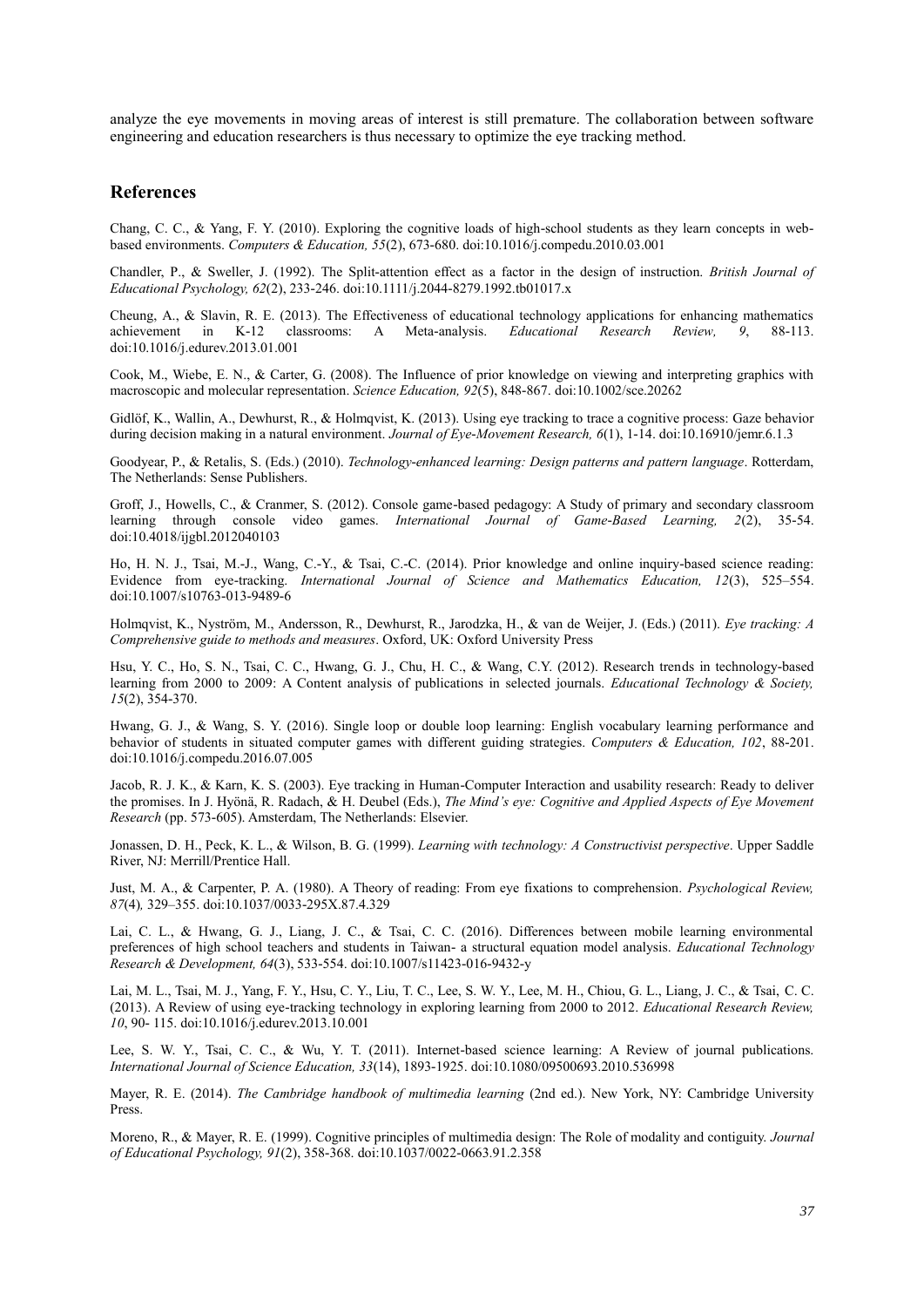analyze the eye movements in moving areas of interest is still premature. The collaboration between software engineering and education researchers is thus necessary to optimize the eye tracking method.

## References

Chang, C. C., & Yang, F. Y. (2010). Exploring the cognitive loads of high-school students as they learn concepts in web-based environments. *Computers & Education, 55*(2), 673-680. doi:10.1016/j.compedu.2010.03.001

Chandler, P., & Sweller, J. (1992). The Split-attention effect as a factor in the design of instruction. *British Journal of Educational Psychology, 62*(2), 233-246. doi:10.1111/j.2044-8279.1992.tb01017.x

Cheung, A., & Slavin, R. E. (2013). The Effectiveness of educational technology applications for enhancing mathematics achievement in K-12 classrooms: A Meta-analysis. *Educational Research Review, 9*, 88-113. doi:10.1016/j.edurev.2013.01.001

Cook, M., Wiebe, E. N., & Carter, G. (2008). The Influence of prior knowledge on viewing and interpreting graphics with macroscopic and molecular representation. *Science Education, 92*(5), 848-867. doi:10.1002/sce.20262

Gidlöf, K., Wallin, A., Dewhurst, R., & Holmqvist, K. (2013). Using eye tracking to trace a cognitive process: Gaze behavior during decision making in a natural environment. *Journal of Eye-Movement Research, 6*(1), 1-14. doi:10.16910/jemr.6.1.3

Goodyear, P., & Retalis, S. (Eds.) (2010). *Technology-enhanced learning: Design patterns and pattern language*. Rotterdam, The Netherlands: Sense Publishers.

Groff, J., Howells, C., & Cranmer, S. (2012). Console game-based pedagogy: A Study of primary and secondary classroom learning through console video games. *International Journal of Game-Based Learning, 2*(2), 35-54. doi:10.4018/ijgbl.2012040103

Ho, H. N. J., Tsai, M.-J., Wang, C.-Y., & Tsai, C.-C. (2014). Prior knowledge and online inquiry-based science reading: Evidence from eye-tracking. *International Journal of Science and Mathematics Education, 12*(3), 525–554. doi:10.1007/s10763-013-9489-6

Holmqvist, K., Nyström, M., Andersson, R., Dewhurst, R., Jarodzka, H., & van de Weijer, J. (Eds.) (2011). *Eye tracking: A Comprehensive guide to methods and measures*. Oxford, UK: Oxford University Press

Hsu, Y. C., Ho, S. N., Tsai, C. C., Hwang, G. J., Chu, H. C., & Wang, C.Y. (2012). Research trends in technology-based learning from 2000 to 2009: A Content analysis of publications in selected journals. *Educational Technology & Society, 15*(2), 354-370.

Hwang, G. J., & Wang, S. Y. (2016). Single loop or double loop learning: English vocabulary learning performance and behavior of students in situated computer games with different guiding strategies. *Computers & Education, 102*, 88-201. doi:10.1016/j.compedu.2016.07.005

Jacob, R. J. K., & Karn, K. S. (2003). Eye tracking in Human-Computer Interaction and usability research: Ready to deliver the promises. In J. Hyönä, R. Radach, & H. Deubel (Eds.), *The Mind's eye: Cognitive and Applied Aspects of Eye Movement Research* (pp. 573-605). Amsterdam, The Netherlands: Elsevier.

Jonassen, D. H., Peck, K. L., & Wilson, B. G. (1999). *Learning with technology: A Constructivist perspective*. Upper Saddle River, NJ: Merrill/Prentice Hall.

Just, M. A., & Carpenter, P. A. (1980). A Theory of reading: From eye fixations to comprehension. *Psychological Review, 87*(4)*,* 329–355. doi:10.1037/0033-295X.87.4.329

Lai, C. L., & Hwang, G. J., Liang, J. C., & Tsai, C. C. (2016). Differences between mobile learning environmental preferences of high school teachers and students in Taiwan- a structural equation model analysis. *Educational Technology Research & Development, 64*(3), 533-554. doi:10.1007/s11423-016-9432-y

Lai, M. L., Tsai, M. J., Yang, F. Y., Hsu, C. Y., Liu, T. C., Lee, S. W. Y., Lee, M. H., Chiou, G. L., Liang, J. C., & Tsai, C. C. (2013). A Review of using eye-tracking technology in exploring learning from 2000 to 2012. *Educational Research Review, 10*, 90- 115. doi:10.1016/j.edurev.2013.10.001

Lee, S. W. Y., Tsai, C. C., & Wu, Y. T. (2011). Internet-based science learning: A Review of journal publications. *International Journal of Science Education, 33*(14), 1893-1925. doi:10.1080/09500693.2010.536998

Mayer, R. E. (2014). *The Cambridge handbook of multimedia learning* (2nd ed.). New York, NY: Cambridge University Press.

Moreno, R., & Mayer, R. E. (1999). Cognitive principles of multimedia design: The Role of modality and contiguity. *Journal of Educational Psychology, 91*(2), 358-368. doi:10.1037/0022-0663.91.2.358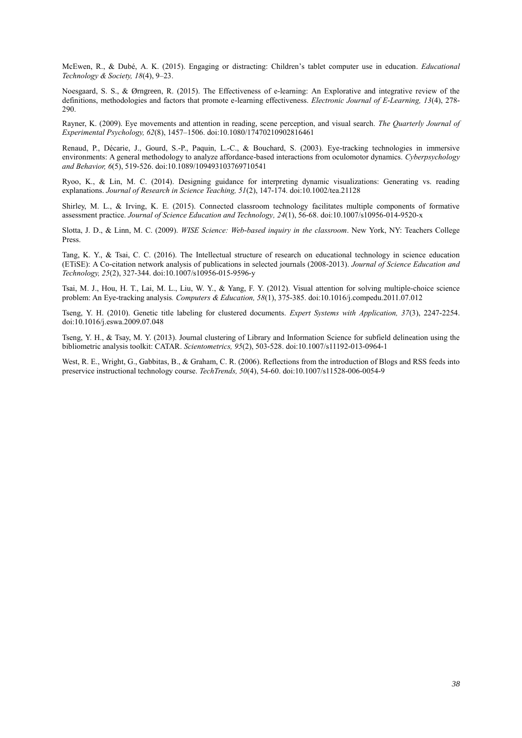McEwen, R., & Dubé, A. K. (2015). Engaging or distracting: Children's tablet computer use in education. *Educational Technology & Society, 18*(4), 9–23.

Noesgaard, S. S., & Ørngreen, R. (2015). The Effectiveness of e-learning: An Explorative and integrative review of the definitions, methodologies and factors that promote e-learning effectiveness. *Electronic Journal of E-Learning, 13*(4), 278-290.

Rayner, K. (2009). Eye movements and attention in reading, scene perception, and visual search. *The Quarterly Journal of Experimental Psychology, 62*(8), 1457–1506. doi:10.1080/17470210902816461

Renaud, P., Décarie, J., Gourd, S.-P., Paquin, L.-C., & Bouchard, S. (2003). Eye-tracking technologies in immersive environments: A general methodology to analyze affordance-based interactions from oculomotor dynamics. *Cyberpsychology and Behavior, 6*(5), 519-526. doi:10.1089/109493103769710541

Ryoo, K., & Lin, M. C. (2014). Designing guidance for interpreting dynamic visualizations: Generating vs. reading explanations. *Journal of Research in Science Teaching, 51*(2), 147-174. doi:10.1002/tea.21128

Shirley, M. L., & Irving, K. E. (2015). Connected classroom technology facilitates multiple components of formative assessment practice. *Journal of Science Education and Technology, 24*(1), 56-68. doi:10.1007/s10956-014-9520-x

Slotta, J. D., & Linn, M. C. (2009). *WISE Science: Web-based inquiry in the classroom*. New York, NY: Teachers College Press.

Tang, K. Y., & Tsai, C. C. (2016). The Intellectual structure of research on educational technology in science education (ETiSE): A Co-citation network analysis of publications in selected journals (2008-2013). *Journal of Science Education and Technology, 25*(2), 327-344. doi:10.1007/s10956-015-9596-y

Tsai, M. J., Hou, H. T., Lai, M. L., Liu, W. Y., & Yang, F. Y. (2012). Visual attention for solving multiple-choice science problem: An Eye-tracking analysis. *Computers & Education, 58*(1), 375-385. doi:10.1016/j.compedu.2011.07.012

Tseng, Y. H. (2010). Genetic title labeling for clustered documents. *Expert Systems with Application, 37*(3), 2247-2254. doi:10.1016/j.eswa.2009.07.048

Tseng, Y. H., & Tsay, M. Y. (2013). Journal clustering of Library and Information Science for subfield delineation using the bibliometric analysis toolkit: CATAR. *Scientometrics, 95*(2), 503-528. doi:10.1007/s11192-013-0964-1

West, R. E., Wright, G., Gabbitas, B., & Graham, C. R. (2006). Reflections from the introduction of Blogs and RSS feeds into preservice instructional technology course. *TechTrends, 50*(4), 54-60. doi:10.1007/s11528-006-0054-9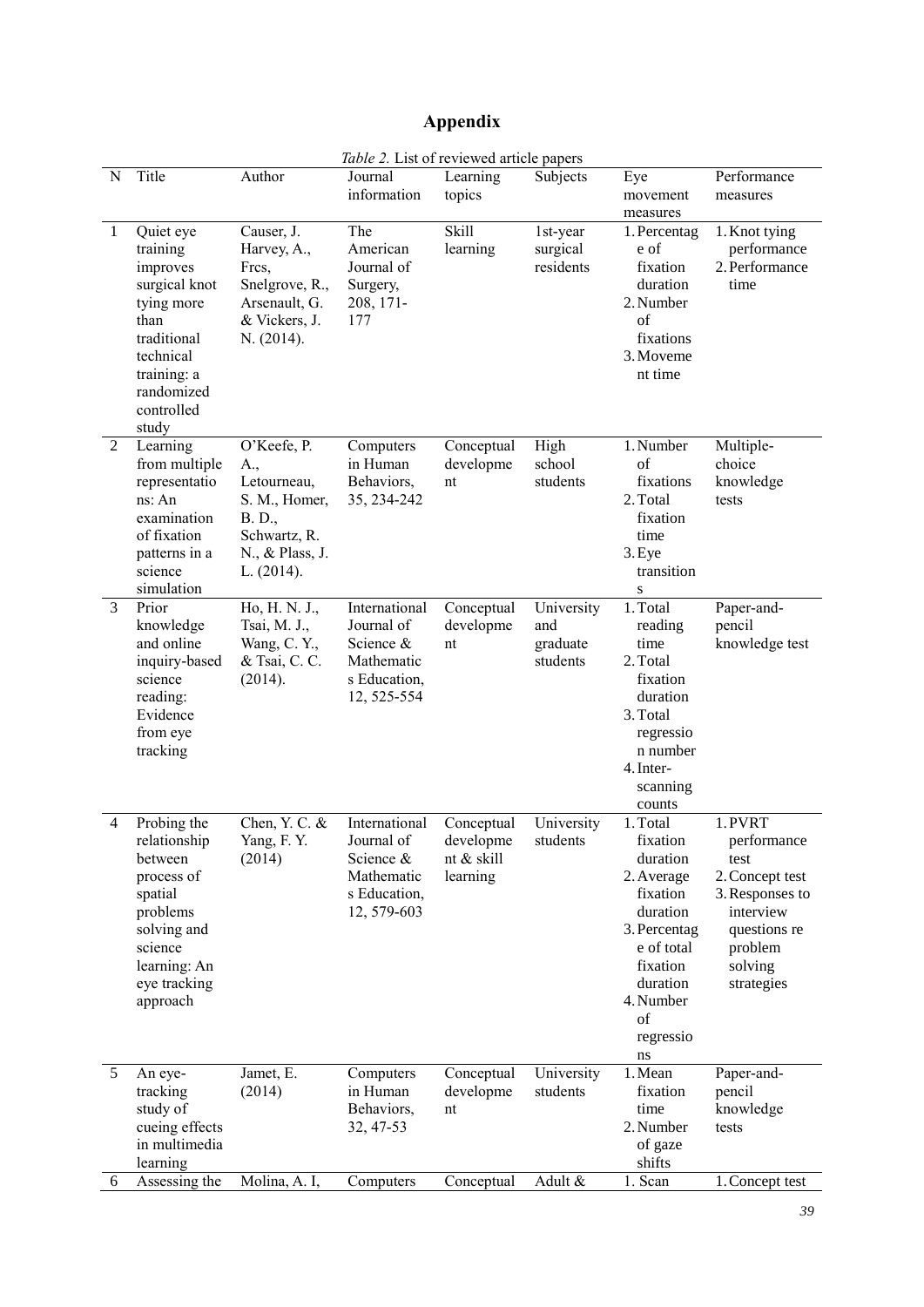# Appendix

*Table 2.* List of reviewed article papers

| N | Title | Author | Journal information | Learning topics | Subjects | Eye movement measures | Performance measures |
|---|---|---|---|---|---|---|---|
| 1 | Quiet eye training improves surgical knot tying more than traditional technical training: a randomized controlled study | Causer, J. Harvey, A., Frcs, Snelgrove, R., Arsenault, G. & Vickers, J. N. (2014). | The American Journal of Surgery, 208, 171-177 | Skill learning | 1st-year surgical residents | 1. Percentage of fixation duration 2. Number of fixations 3. Movement time | 1. Knot tying performance 2. Performance time |
| 2 | Learning from multiple representations: An examination of fixation patterns in a science simulation | O'Keefe, P. A., Letourneau, S. M., Homer, B. D., Schwartz, R. N., & Plass, J. L. (2014). | Computers in Human Behaviors, 35, 234-242 | Conceptual development | High school students | 1. Number of fixations 2. Total fixation time 3. Eye transitions | Multiple-choice knowledge tests |
| 3 | Prior knowledge and online inquiry-based science reading: Evidence from eye tracking | Ho, H. N. J., Tsai, M. J., Wang, C. Y., & Tsai, C. C. (2014). | International Journal of Science & Mathematics Education, 12, 525-554 | Conceptual development | University and graduate students | 1. Total reading time 2. Total fixation duration 3. Total regression number 4. Inter-scanning counts | Paper-and-pencil knowledge test |
| 4 | Probing the relationship between process of spatial problems solving and science learning: An eye tracking approach | Chen, Y. C. & Yang, F. Y. (2014) | International Journal of Science & Mathematics Education, 12, 579-603 | Conceptual development & skill learning | University students | 1. Total fixation duration 2. Average fixation duration 3. Percentage of total fixation duration 4. Number of regressions | 1. PVRT performance test 2. Concept test 3. Responses to interview questions re problem solving strategies |
| 5 | An eye-tracking study of cueing effects in multimedia learning | Jamet, E. (2014) | Computers in Human Behaviors, 32, 47-53 | Conceptual development | University students | 1. Mean fixation time 2. Number of gaze shifts | Paper-and-pencil knowledge tests |
| 6 | Assessing the | Molina, A. I, | Computers | Conceptual | Adult & | 1. Scan | 1. Concept test |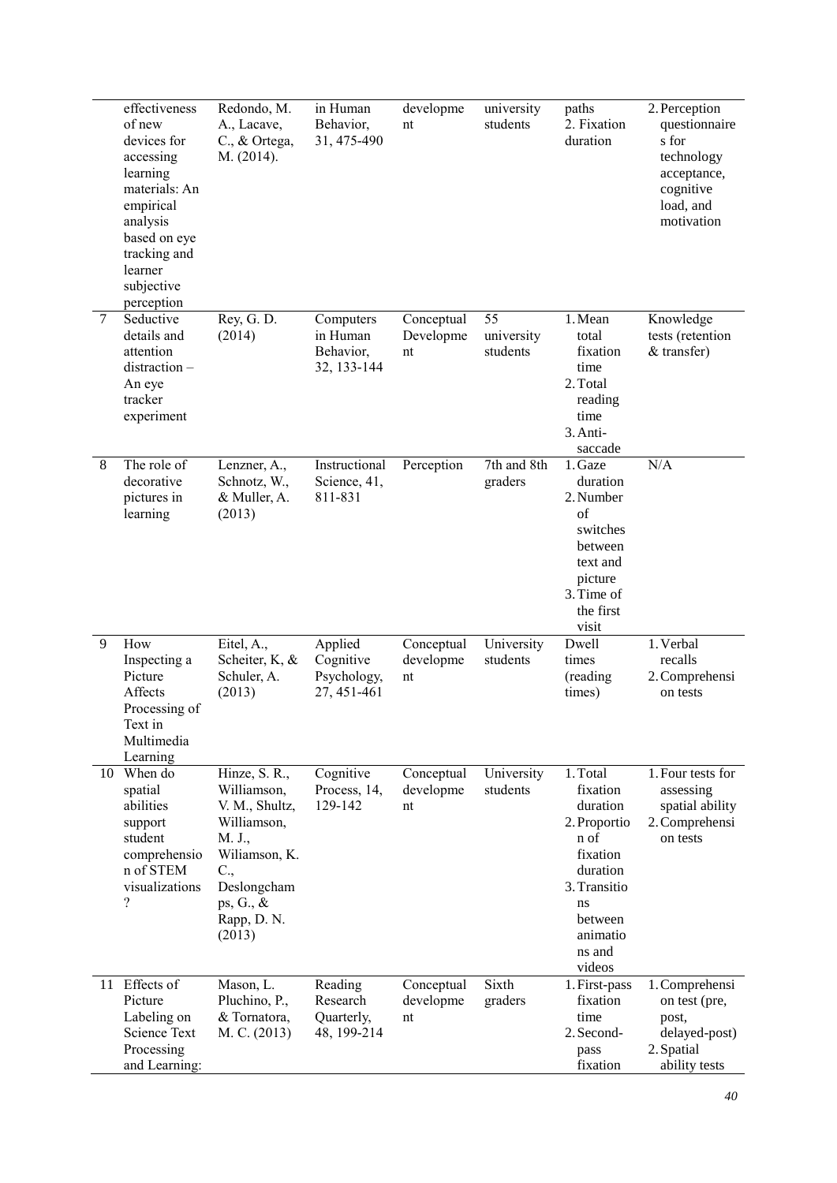| | | | | | | | |
|---|---|---|---|---|---|---|---|
| | effectiveness of new devices for accessing learning materials: An empirical analysis based on eye tracking and learner subjective perception | Redondo, M. A., Lacave, C., & Ortega, M. (2014). | in Human Behavior, 31, 475-490 | development | university students | paths 2. Fixation duration | 2. Perception questionnaires for technology acceptance, cognitive load, and motivation |
| 7 | Seductive details and attention distraction – An eye tracker experiment | Rey, G. D. (2014) | Computers in Human Behavior, 32, 133-144 | Conceptual Development | 55 university students | 1. Mean total fixation time 2. Total reading time 3. Anti-saccade | Knowledge tests (retention & transfer) |
| 8 | The role of decorative pictures in learning | Lenzner, A., Schnotz, W., & Muller, A. (2013) | Instructional Science, 41, 811-831 | Perception | 7th and 8th graders | 1. Gaze duration 2. Number of switches between text and picture 3. Time of the first visit | N/A |
| 9 | How Inspecting a Picture Affects Processing of Text in Multimedia Learning | Eitel, A., Scheiter, K, & Schuler, A. (2013) | Applied Cognitive Psychology, 27, 451-461 | Conceptual development | University students | Dwell times (reading times) | 1. Verbal recalls 2. Comprehension tests |
| 10 | When do spatial abilities support student comprehension of STEM visualizations? | Hinze, S. R., Williamson, V. M., Shultz, Williamson, M. J., Wiliamson, K. C., Deslongchamps, G., & Rapp, D. N. (2013) | Cognitive Process, 14, 129-142 | Conceptual development | University students | 1. Total fixation duration 2. Proportion of fixation duration 3. Transitions between animations and videos | 1. Four tests for assessing spatial ability 2. Comprehension tests |
| 11 | Effects of Picture Labeling on Science Text Processing and Learning: | Mason, L. Pluchino, P., & Tornatora, M. C. (2013) | Reading Research Quarterly, 48, 199-214 | Conceptual development | Sixth graders | 1. First-pass fixation time 2. Second-pass fixation | 1. Comprehension test (pre, post, delayed-post) 2. Spatial ability tests |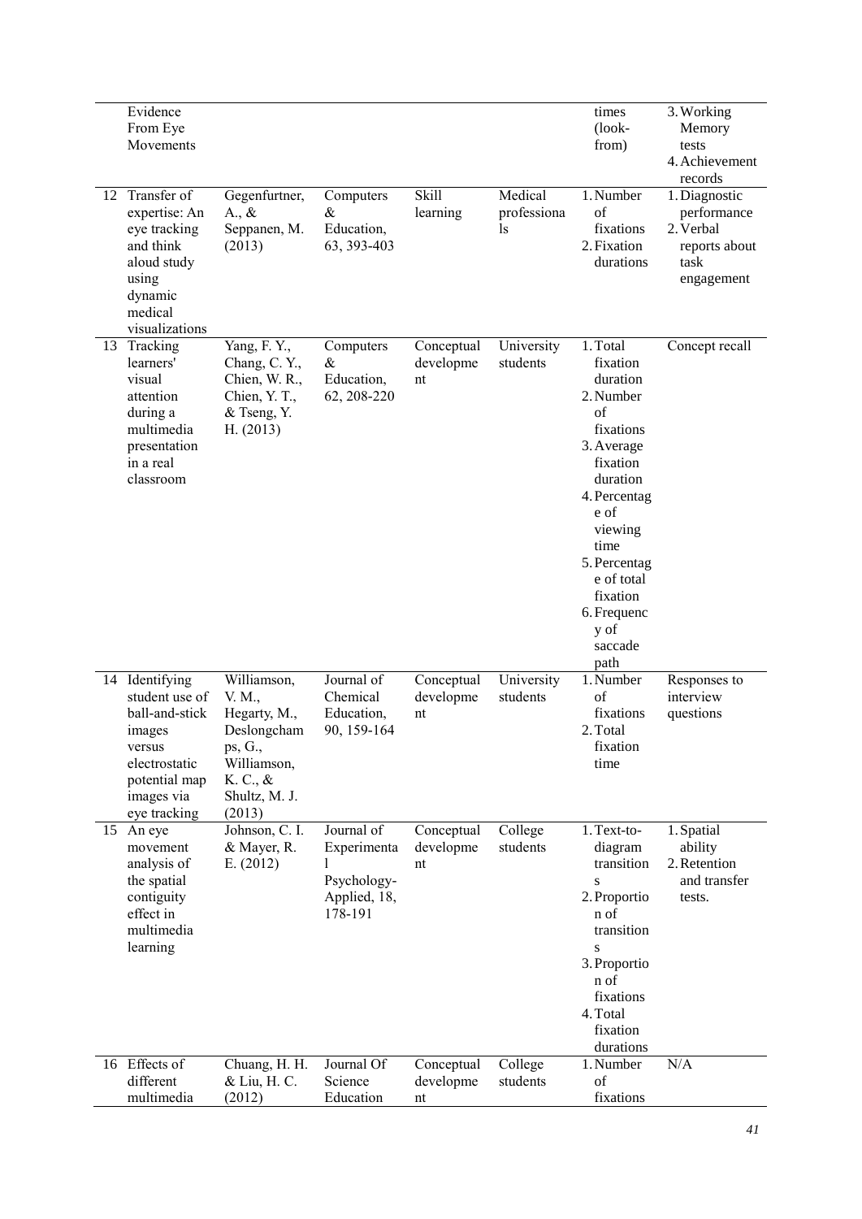| | | | | | | | |
|---|---|---|---|---|---|---|---|
| | Evidence From Eye Movements | | | | | times (look-from) | 3. Working Memory tests<br>4. Achievement records |
| 12 | Transfer of expertise: An eye tracking and think aloud study using dynamic medical visualizations | Gegenfurtner, A., & Seppanen, M. (2013) | Computers & Education, 63, 393-403 | Skill learning | Medical professionals | 1. Number of fixations<br>2. Fixation durations | 1. Diagnostic performance<br>2. Verbal reports about task engagement |
| 13 | Tracking learners' visual attention during a multimedia presentation in a real classroom | Yang, F. Y., Chang, C. Y., Chien, W. R., Chien, Y. T., & Tseng, Y. H. (2013) | Computers & Education, 62, 208-220 | Conceptual development | University students | 1. Total fixation duration<br>2. Number of fixations<br>3. Average fixation duration<br>4. Percentage of viewing time<br>5. Percentage of total fixation<br>6. Frequency of saccade path | Concept recall |
| 14 | Identifying student use of ball-and-stick images versus electrostatic potential map images via eye tracking | Williamson, V. M., Hegarty, M., Deslongchamps, G., Williamson, K. C., & Shultz, M. J. (2013) | Journal of Chemical Education, 90, 159-164 | Conceptual development | University students | 1. Number of fixations<br>2. Total fixation time | Responses to interview questions |
| 15 | An eye movement analysis of the spatial contiguity effect in multimedia learning | Johnson, C. I. & Mayer, R. E. (2012) | Journal of Experimental Psychology-Applied, 18, 178-191 | Conceptual development | College students | 1. Text-to-diagram transitions<br>2. Proportion of transitions<br>3. Proportion of fixations<br>4. Total fixation durations | 1. Spatial ability<br>2. Retention and transfer tests. |
| 16 | Effects of different multimedia | Chuang, H. H. & Liu, H. C. (2012) | Journal Of Science Education | Conceptual development | College students | 1. Number of fixations | N/A |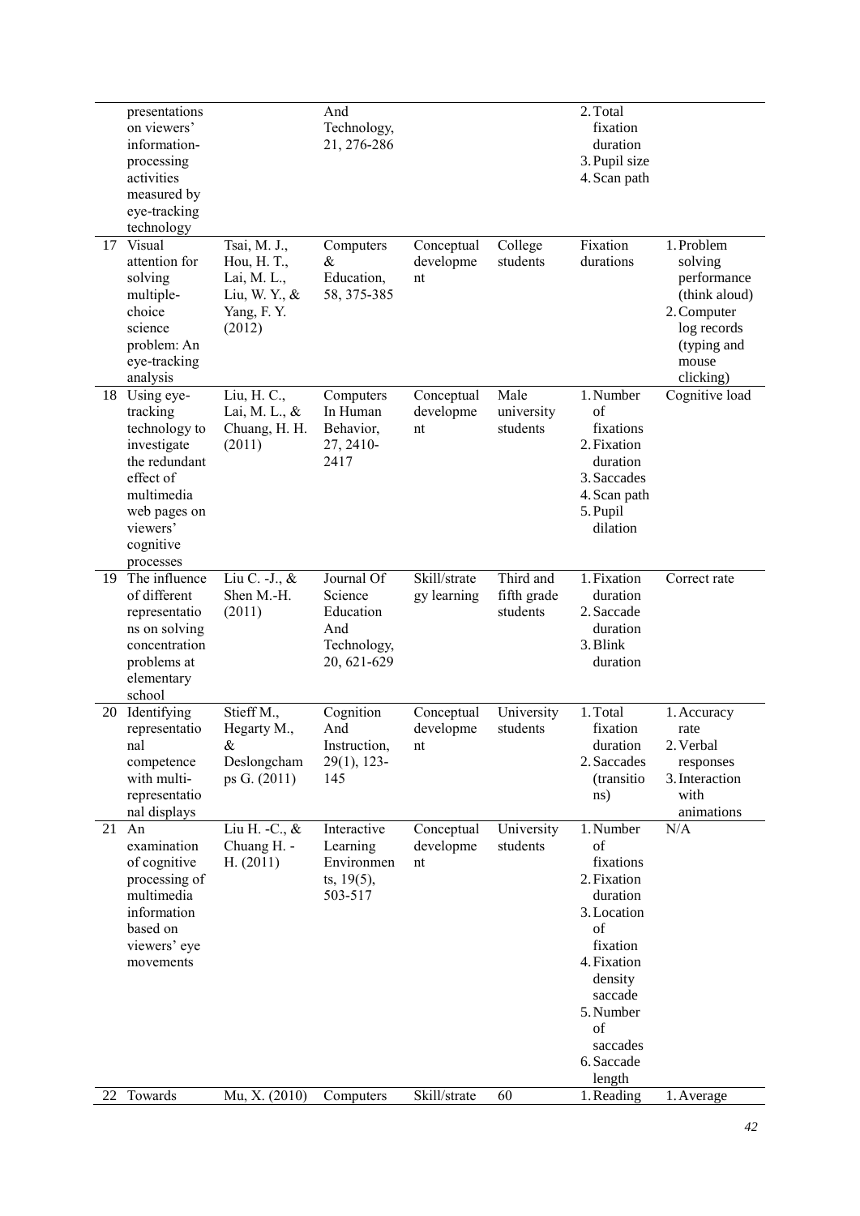| | | | | | | | |
|---|---|---|---|---|---|---|---|
| | presentations on viewers' information-processing activities measured by eye-tracking technology | | And Technology, 21, 276-286 | | | 2. Total fixation duration<br>3. Pupil size<br>4. Scan path | |
| 17 | Visual attention for solving multiple-choice science problem: An eye-tracking analysis | Tsai, M. J., Hou, H. T., Lai, M. L., Liu, W. Y., & Yang, F. Y. (2012) | Computers & Education, 58, 375-385 | Conceptual development | College students | Fixation durations | 1. Problem solving performance (think aloud)<br>2. Computer log records (typing and mouse clicking) |
| 18 | Using eye-tracking technology to investigate the redundant effect of multimedia web pages on viewers' cognitive processes | Liu, H. C., Lai, M. L., & Chuang, H. H. (2011) | Computers In Human Behavior, 27, 2410-2417 | Conceptual development | Male university students | 1. Number of fixations<br>2. Fixation duration<br>3. Saccades<br>4. Scan path<br>5. Pupil dilation | Cognitive load |
| 19 | The influence of different representations on solving concentration problems at elementary school | Liu C. -J., & Shen M.-H. (2011) | Journal Of Science Education And Technology, 20, 621-629 | Skill/strategy learning | Third and fifth grade students | 1. Fixation duration<br>2. Saccade duration<br>3. Blink duration | Correct rate |
| 20 | Identifying representational competence with multi-representational displays | Stieff M., Hegarty M., & Deslongchamps G. (2011) | Cognition And Instruction, 29(1), 123-145 | Conceptual development | University students | 1. Total fixation duration<br>2. Saccades (transitions) | 1. Accuracy rate<br>2. Verbal responses<br>3. Interaction with animations |
| 21 | An examination of cognitive processing of multimedia information based on viewers' eye movements | Liu H. -C., & Chuang H. -H. (2011) | Interactive Learning Environments, 19(5), 503-517 | Conceptual development | University students | 1. Number of fixations<br>2. Fixation duration<br>3. Location of fixation<br>4. Fixation density saccade<br>5. Number of saccades<br>6. Saccade length | N/A |
| 22 | Towards | Mu, X. (2010) | Computers | Skill/strategy | 60 | 1. Reading | 1. Average |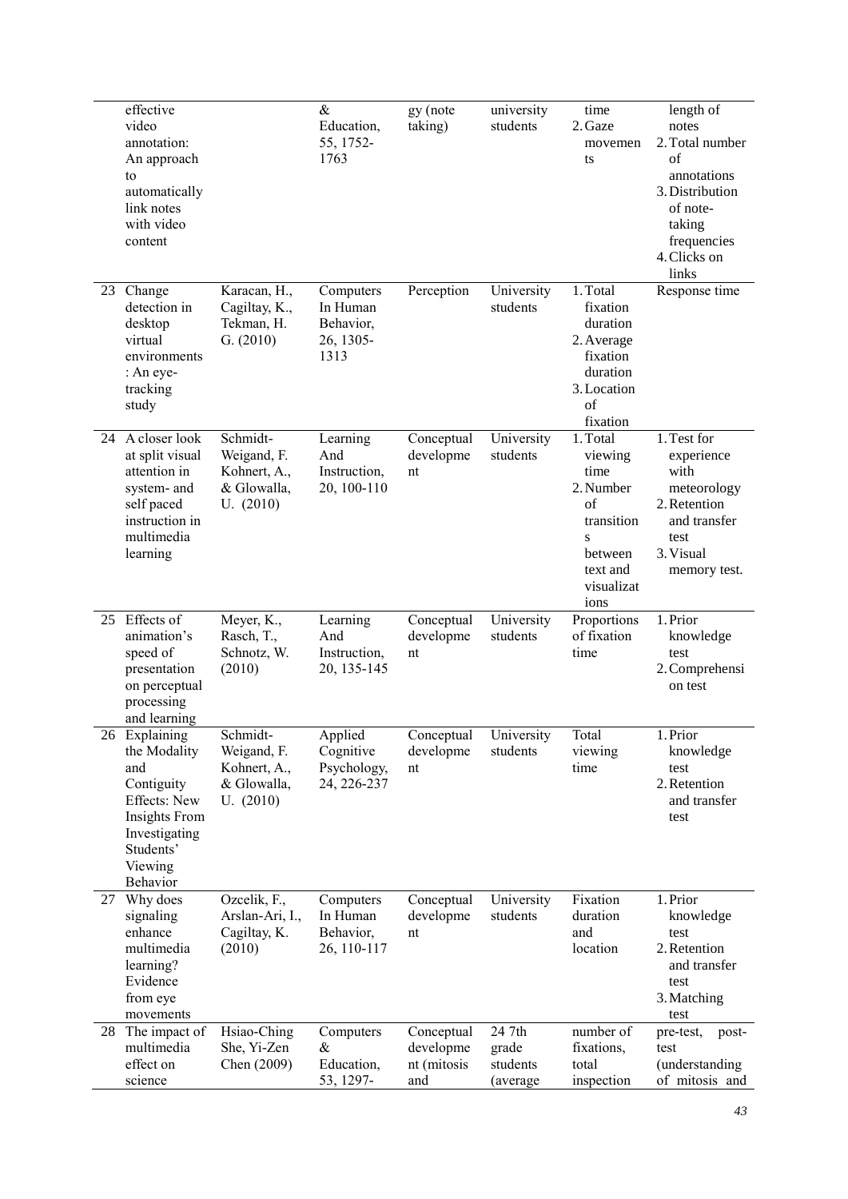| | | | | | | | |
|---|---|---|---|---|---|---|---|
| | effective video annotation: An approach to automatically link notes with video content | | & Education, 55, 1752-1763 | gy (note taking) | university students | time<br>2. Gaze movements | length of notes<br>2. Total number of annotations<br>3. Distribution of note-taking frequencies<br>4. Clicks on links |
| 23 | Change detection in desktop virtual environments : An eye-tracking study | Karacan, H., Cagiltay, K., Tekman, H. G. (2010) | Computers In Human Behavior, 26, 1305-1313 | Perception | University students | 1. Total fixation duration<br>2. Average fixation duration<br>3. Location of fixation | Response time |
| 24 | A closer look at split visual attention in system- and self paced instruction in multimedia learning | Schmidt-Weigand, F. Kohnert, A., & Glowalla, U. (2010) | Learning And Instruction, 20, 100-110 | Conceptual development | University students | 1. Total viewing time<br>2. Number of transitions between text and visualizations | 1. Test for experience with meteorology<br>2. Retention and transfer test<br>3. Visual memory test. |
| 25 | Effects of animation's speed of presentation on perceptual processing and learning | Meyer, K., Rasch, T., Schnotz, W. (2010) | Learning And Instruction, 20, 135-145 | Conceptual development | University students | Proportions of fixation time | 1. Prior knowledge test<br>2. Comprehension test |
| 26 | Explaining the Modality and Contiguity Effects: New Insights From Investigating Students' Viewing Behavior | Schmidt-Weigand, F. Kohnert, A., & Glowalla, U. (2010) | Applied Cognitive Psychology, 24, 226-237 | Conceptual development | University students | Total viewing time | 1. Prior knowledge test<br>2. Retention and transfer test |
| 27 | Why does signaling enhance multimedia learning? Evidence from eye movements | Ozcelik, F., Arslan-Ari, I., Cagiltay, K. (2010) | Computers In Human Behavior, 26, 110-117 | Conceptual development | University students | Fixation duration and location | 1. Prior knowledge test<br>2. Retention and transfer test<br>3. Matching test |
| 28 | The impact of multimedia effect on science | Hsiao-Ching She, Yi-Zen Chen (2009) | Computers & Education, 53, 1297- | Conceptual development (mitosis and | 24 7th grade students (average | number of fixations, total inspection | pre-test, post-test (understanding of mitosis and |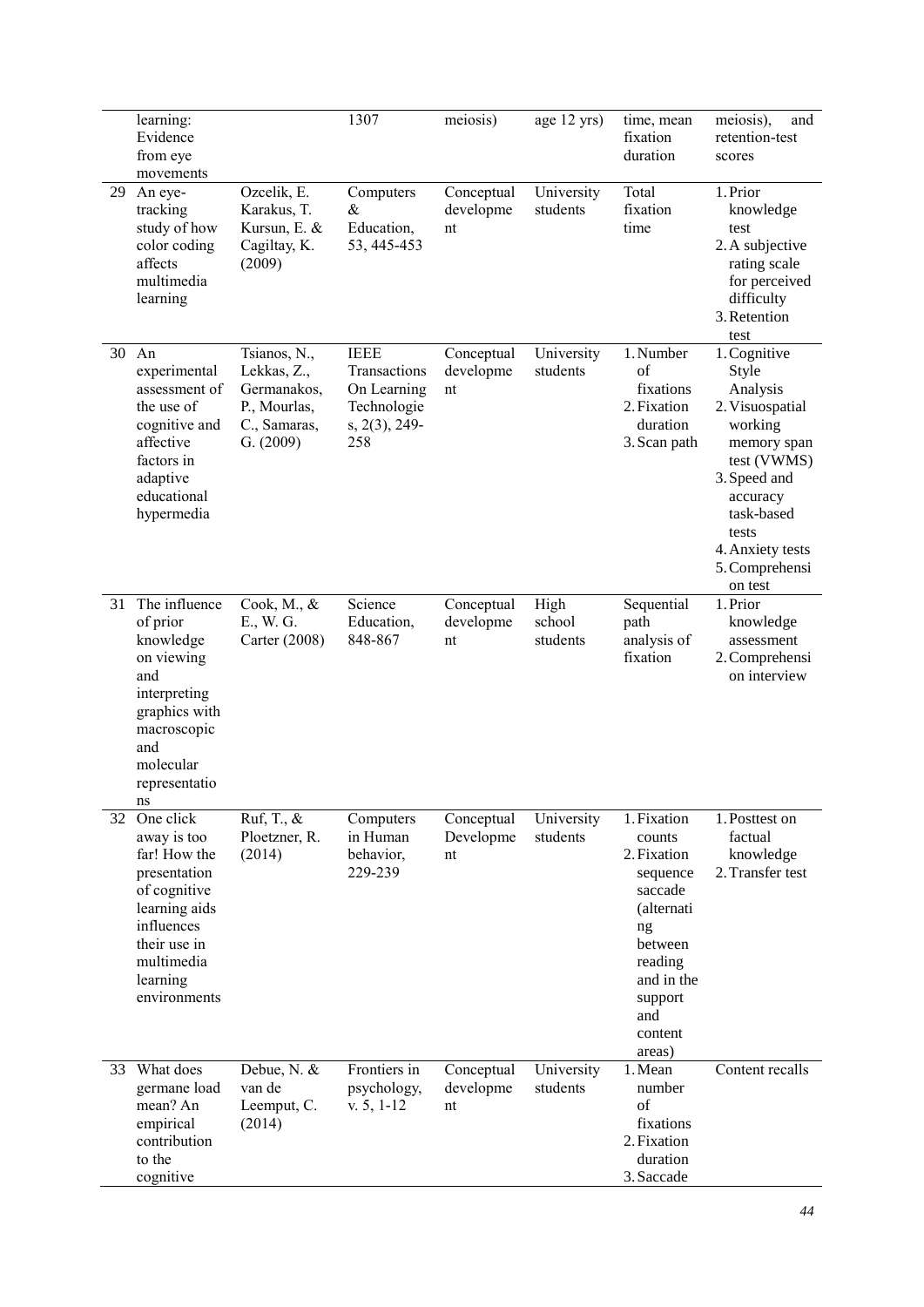| | | | | | | | |
|---|---|---|---|---|---|---|---|
| | learning: Evidence from eye movements | | 1307 | meiosis) | age 12 yrs) | time, mean fixation duration | meiosis), and retention-test scores |
| 29 | An eye-tracking study of how color coding affects multimedia learning | Ozcelik, E. Karakus, T. Kursun, E. & Cagiltay, K. (2009) | Computers & Education, 53, 445-453 | Conceptual development | University students | Total fixation time | 1. Prior knowledge test<br>2. A subjective rating scale for perceived difficulty<br>3. Retention test |
| 30 | An experimental assessment of the use of cognitive and affective factors in adaptive educational hypermedia | Tsianos, N., Lekkas, Z., Germanakos, P., Mourlas, C., Samaras, G. (2009) | IEEE Transactions On Learning Technologies, 2(3), 249-258 | Conceptual development | University students | 1. Number of fixations<br>2. Fixation duration<br>3. Scan path | 1. Cognitive Style Analysis<br>2. Visuospatial working memory span test (VWMS)<br>3. Speed and accuracy task-based tests<br>4. Anxiety tests<br>5. Comprehension test |
| 31 | The influence of prior knowledge on viewing and interpreting graphics with macroscopic and molecular representations | Cook, M., & E., W. G. Carter (2008) | Science Education, 848-867 | Conceptual development | High school students | Sequential path analysis of fixation | 1. Prior knowledge assessment<br>2. Comprehension interview |
| 32 | One click away is too far! How the presentation of cognitive learning aids influences their use in multimedia learning environments | Ruf, T., & Ploetzner, R. (2014) | Computers in Human behavior, 229-239 | Conceptual Development | University students | 1. Fixation counts<br>2. Fixation sequence saccade (alternating between reading and in the support and content areas) | 1. Posttest on factual knowledge<br>2. Transfer test |
| 33 | What does germane load mean? An empirical contribution to the cognitive | Debue, N. & van de Leemput, C. (2014) | Frontiers in psychology, v. 5, 1-12 | Conceptual development | University students | 1. Mean number of fixations<br>2. Fixation duration<br>3. Saccade | Content recalls |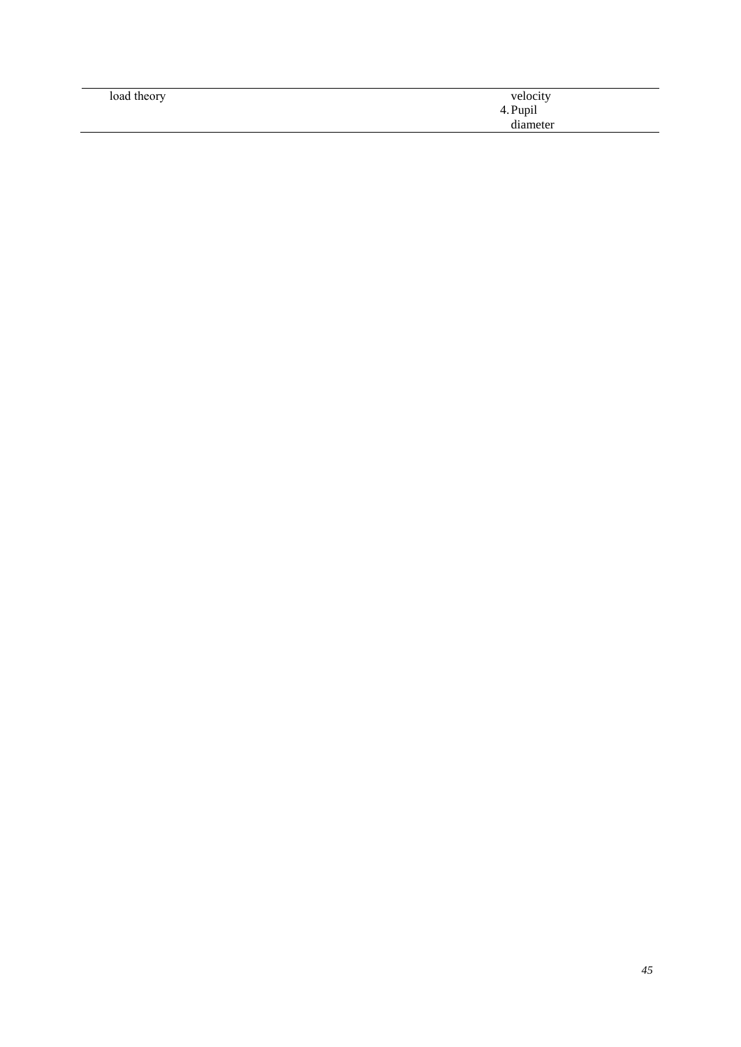| | |
|---|---|
| load theory | velocity<br>4. Pupil diameter |